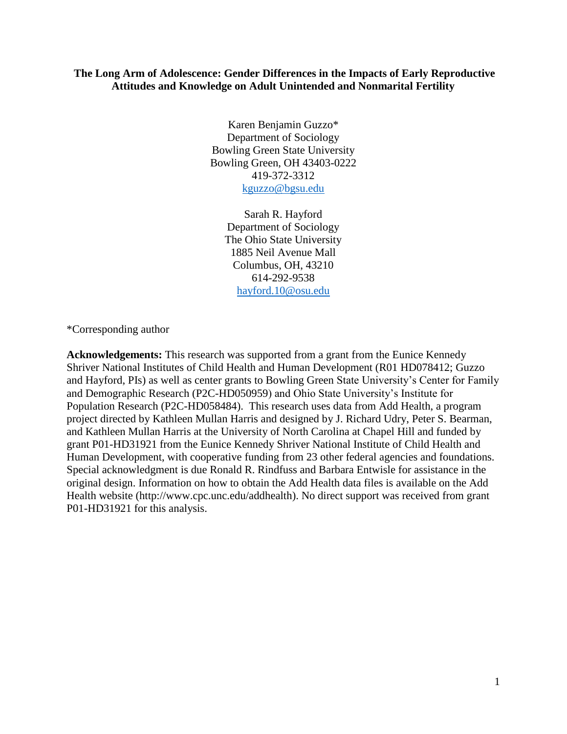**The Long Arm of Adolescence: Gender Differences in the Impacts of Early Reproductive Attitudes and Knowledge on Adult Unintended and Nonmarital Fertility**

Karen Benjamin Guzzo*
Department of Sociology
Bowling Green State University
Bowling Green, OH 43403-0222
419-372-3312
kguzzo@bgsu.edu

Sarah R. Hayford
Department of Sociology
The Ohio State University
1885 Neil Avenue Mall
Columbus, OH, 43210
614-292-9538
hayford.10@osu.edu

*Corresponding author

**Acknowledgements:** This research was supported from a grant from the Eunice Kennedy Shriver National Institutes of Child Health and Human Development (R01 HD078412; Guzzo and Hayford, PIs) as well as center grants to Bowling Green State University's Center for Family and Demographic Research (P2C-HD050959) and Ohio State University's Institute for Population Research (P2C-HD058484). This research uses data from Add Health, a program project directed by Kathleen Mullan Harris and designed by J. Richard Udry, Peter S. Bearman, and Kathleen Mullan Harris at the University of North Carolina at Chapel Hill and funded by grant P01-HD31921 from the Eunice Kennedy Shriver National Institute of Child Health and Human Development, with cooperative funding from 23 other federal agencies and foundations. Special acknowledgment is due Ronald R. Rindfuss and Barbara Entwisle for assistance in the original design. Information on how to obtain the Add Health data files is available on the Add Health website (http://www.cpc.unc.edu/addhealth). No direct support was received from grant P01-HD31921 for this analysis.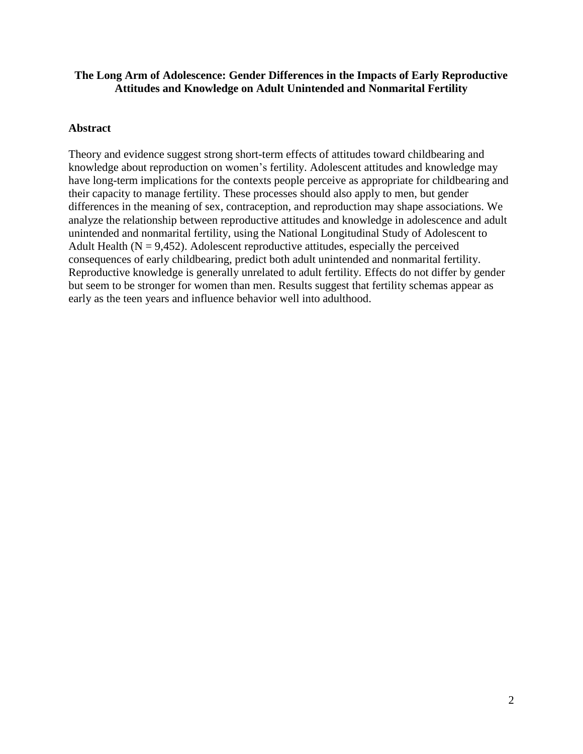**The Long Arm of Adolescence: Gender Differences in the Impacts of Early Reproductive Attitudes and Knowledge on Adult Unintended and Nonmarital Fertility**

## Abstract

Theory and evidence suggest strong short-term effects of attitudes toward childbearing and knowledge about reproduction on women's fertility. Adolescent attitudes and knowledge may have long-term implications for the contexts people perceive as appropriate for childbearing and their capacity to manage fertility. These processes should also apply to men, but gender differences in the meaning of sex, contraception, and reproduction may shape associations. We analyze the relationship between reproductive attitudes and knowledge in adolescence and adult unintended and nonmarital fertility, using the National Longitudinal Study of Adolescent to Adult Health (N = 9,452). Adolescent reproductive attitudes, especially the perceived consequences of early childbearing, predict both adult unintended and nonmarital fertility. Reproductive knowledge is generally unrelated to adult fertility. Effects do not differ by gender but seem to be stronger for women than men. Results suggest that fertility schemas appear as early as the teen years and influence behavior well into adulthood.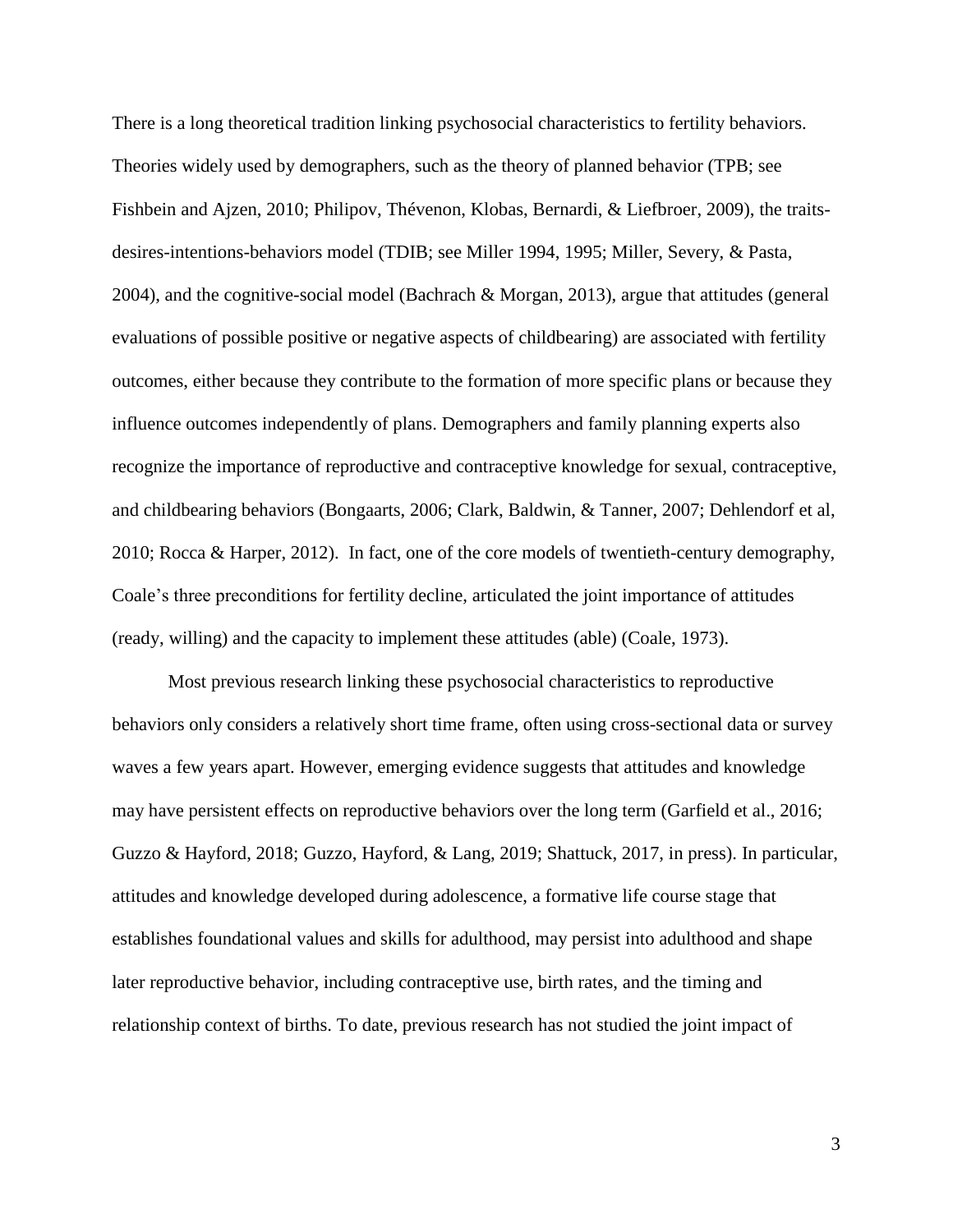There is a long theoretical tradition linking psychosocial characteristics to fertility behaviors. Theories widely used by demographers, such as the theory of planned behavior (TPB; see Fishbein and Ajzen, 2010; Philipov, Thévenon, Klobas, Bernardi, & Liefbroer, 2009), the traits-desires-intentions-behaviors model (TDIB; see Miller 1994, 1995; Miller, Severy, & Pasta, 2004), and the cognitive-social model (Bachrach & Morgan, 2013), argue that attitudes (general evaluations of possible positive or negative aspects of childbearing) are associated with fertility outcomes, either because they contribute to the formation of more specific plans or because they influence outcomes independently of plans. Demographers and family planning experts also recognize the importance of reproductive and contraceptive knowledge for sexual, contraceptive, and childbearing behaviors (Bongaarts, 2006; Clark, Baldwin, & Tanner, 2007; Dehlendorf et al, 2010; Rocca & Harper, 2012). In fact, one of the core models of twentieth-century demography, Coale's three preconditions for fertility decline, articulated the joint importance of attitudes (ready, willing) and the capacity to implement these attitudes (able) (Coale, 1973).

Most previous research linking these psychosocial characteristics to reproductive behaviors only considers a relatively short time frame, often using cross-sectional data or survey waves a few years apart. However, emerging evidence suggests that attitudes and knowledge may have persistent effects on reproductive behaviors over the long term (Garfield et al., 2016; Guzzo & Hayford, 2018; Guzzo, Hayford, & Lang, 2019; Shattuck, 2017, in press). In particular, attitudes and knowledge developed during adolescence, a formative life course stage that establishes foundational values and skills for adulthood, may persist into adulthood and shape later reproductive behavior, including contraceptive use, birth rates, and the timing and relationship context of births. To date, previous research has not studied the joint impact of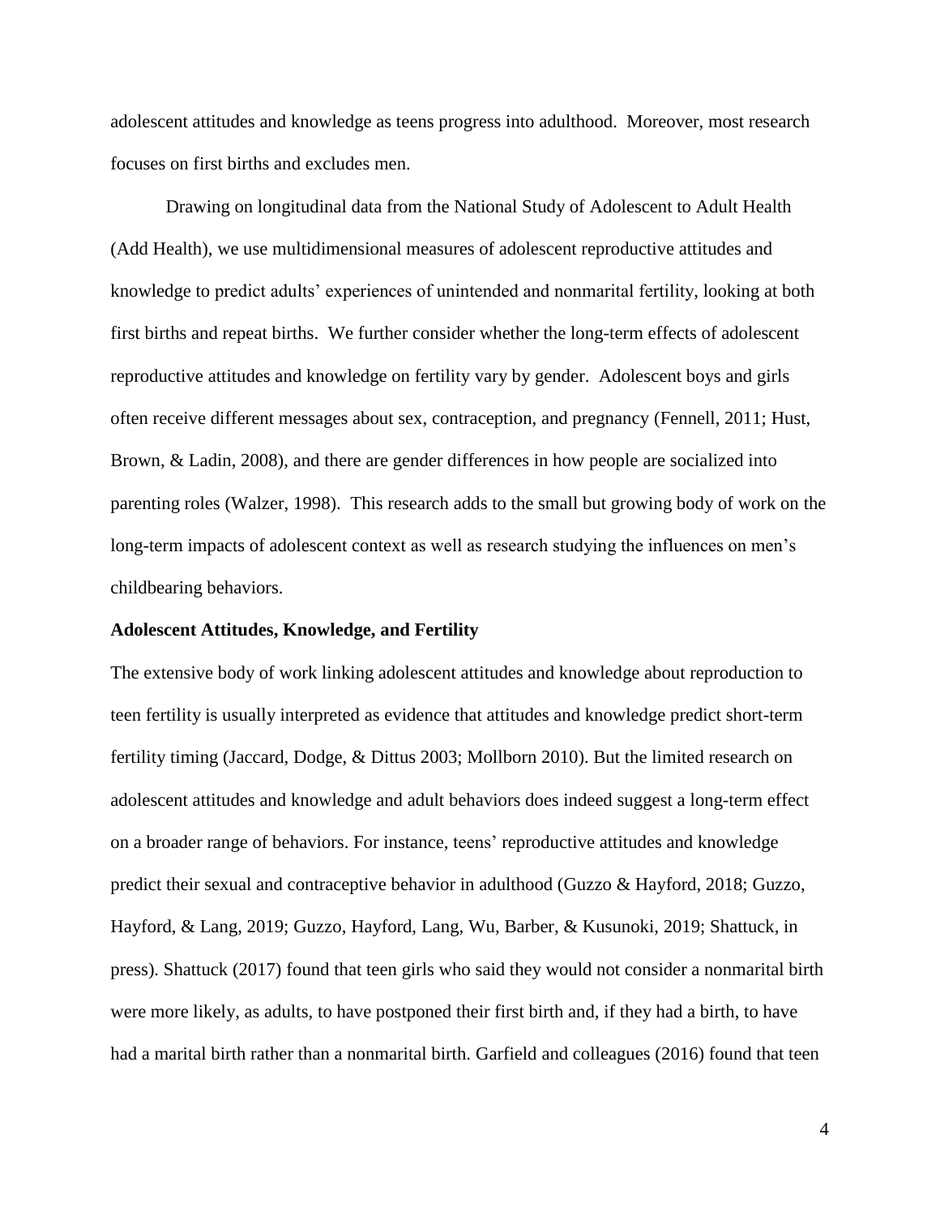adolescent attitudes and knowledge as teens progress into adulthood. Moreover, most research focuses on first births and excludes men.

Drawing on longitudinal data from the National Study of Adolescent to Adult Health (Add Health), we use multidimensional measures of adolescent reproductive attitudes and knowledge to predict adults' experiences of unintended and nonmarital fertility, looking at both first births and repeat births. We further consider whether the long-term effects of adolescent reproductive attitudes and knowledge on fertility vary by gender. Adolescent boys and girls often receive different messages about sex, contraception, and pregnancy (Fennell, 2011; Hust, Brown, & Ladin, 2008), and there are gender differences in how people are socialized into parenting roles (Walzer, 1998). This research adds to the small but growing body of work on the long-term impacts of adolescent context as well as research studying the influences on men's childbearing behaviors.

## Adolescent Attitudes, Knowledge, and Fertility

The extensive body of work linking adolescent attitudes and knowledge about reproduction to teen fertility is usually interpreted as evidence that attitudes and knowledge predict short-term fertility timing (Jaccard, Dodge, & Dittus 2003; Mollborn 2010). But the limited research on adolescent attitudes and knowledge and adult behaviors does indeed suggest a long-term effect on a broader range of behaviors. For instance, teens' reproductive attitudes and knowledge predict their sexual and contraceptive behavior in adulthood (Guzzo & Hayford, 2018; Guzzo, Hayford, & Lang, 2019; Guzzo, Hayford, Lang, Wu, Barber, & Kusunoki, 2019; Shattuck, in press). Shattuck (2017) found that teen girls who said they would not consider a nonmarital birth were more likely, as adults, to have postponed their first birth and, if they had a birth, to have had a marital birth rather than a nonmarital birth. Garfield and colleagues (2016) found that teen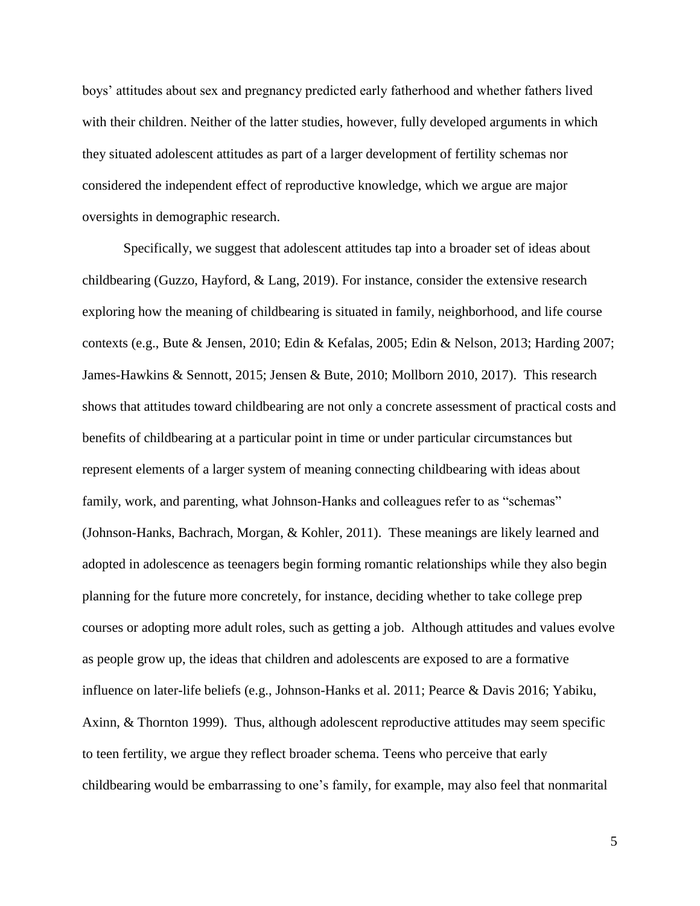boys' attitudes about sex and pregnancy predicted early fatherhood and whether fathers lived with their children. Neither of the latter studies, however, fully developed arguments in which they situated adolescent attitudes as part of a larger development of fertility schemas nor considered the independent effect of reproductive knowledge, which we argue are major oversights in demographic research.

Specifically, we suggest that adolescent attitudes tap into a broader set of ideas about childbearing (Guzzo, Hayford, & Lang, 2019). For instance, consider the extensive research exploring how the meaning of childbearing is situated in family, neighborhood, and life course contexts (e.g., Bute & Jensen, 2010; Edin & Kefalas, 2005; Edin & Nelson, 2013; Harding 2007; James-Hawkins & Sennott, 2015; Jensen & Bute, 2010; Mollborn 2010, 2017). This research shows that attitudes toward childbearing are not only a concrete assessment of practical costs and benefits of childbearing at a particular point in time or under particular circumstances but represent elements of a larger system of meaning connecting childbearing with ideas about family, work, and parenting, what Johnson-Hanks and colleagues refer to as "schemas" (Johnson-Hanks, Bachrach, Morgan, & Kohler, 2011). These meanings are likely learned and adopted in adolescence as teenagers begin forming romantic relationships while they also begin planning for the future more concretely, for instance, deciding whether to take college prep courses or adopting more adult roles, such as getting a job. Although attitudes and values evolve as people grow up, the ideas that children and adolescents are exposed to are a formative influence on later-life beliefs (e.g., Johnson-Hanks et al. 2011; Pearce & Davis 2016; Yabiku, Axinn, & Thornton 1999). Thus, although adolescent reproductive attitudes may seem specific to teen fertility, we argue they reflect broader schema. Teens who perceive that early childbearing would be embarrassing to one's family, for example, may also feel that nonmarital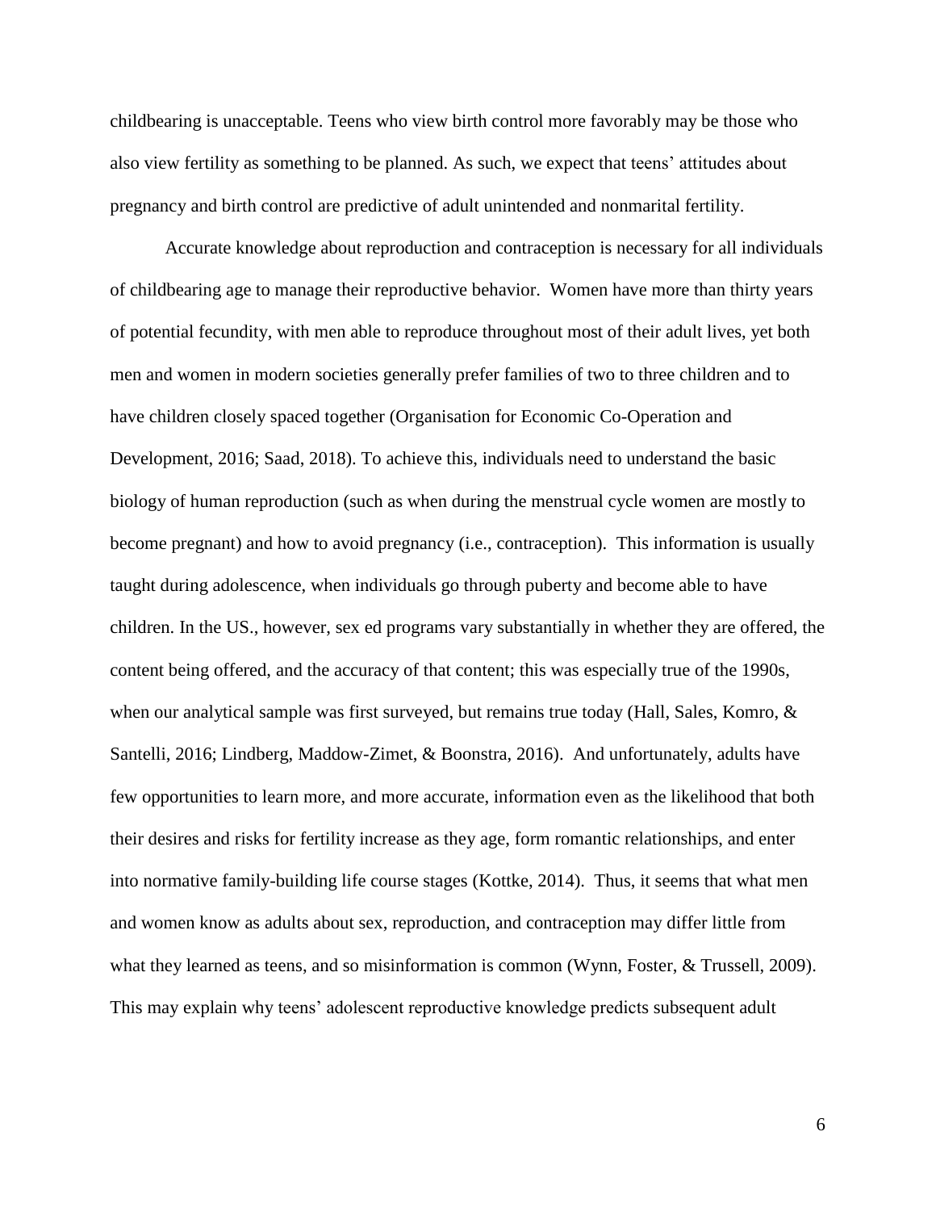childbearing is unacceptable. Teens who view birth control more favorably may be those who also view fertility as something to be planned. As such, we expect that teens' attitudes about pregnancy and birth control are predictive of adult unintended and nonmarital fertility.

Accurate knowledge about reproduction and contraception is necessary for all individuals of childbearing age to manage their reproductive behavior. Women have more than thirty years of potential fecundity, with men able to reproduce throughout most of their adult lives, yet both men and women in modern societies generally prefer families of two to three children and to have children closely spaced together (Organisation for Economic Co-Operation and Development, 2016; Saad, 2018). To achieve this, individuals need to understand the basic biology of human reproduction (such as when during the menstrual cycle women are mostly to become pregnant) and how to avoid pregnancy (i.e., contraception). This information is usually taught during adolescence, when individuals go through puberty and become able to have children. In the US., however, sex ed programs vary substantially in whether they are offered, the content being offered, and the accuracy of that content; this was especially true of the 1990s, when our analytical sample was first surveyed, but remains true today (Hall, Sales, Komro, & Santelli, 2016; Lindberg, Maddow-Zimet, & Boonstra, 2016). And unfortunately, adults have few opportunities to learn more, and more accurate, information even as the likelihood that both their desires and risks for fertility increase as they age, form romantic relationships, and enter into normative family-building life course stages (Kottke, 2014). Thus, it seems that what men and women know as adults about sex, reproduction, and contraception may differ little from what they learned as teens, and so misinformation is common (Wynn, Foster, & Trussell, 2009). This may explain why teens' adolescent reproductive knowledge predicts subsequent adult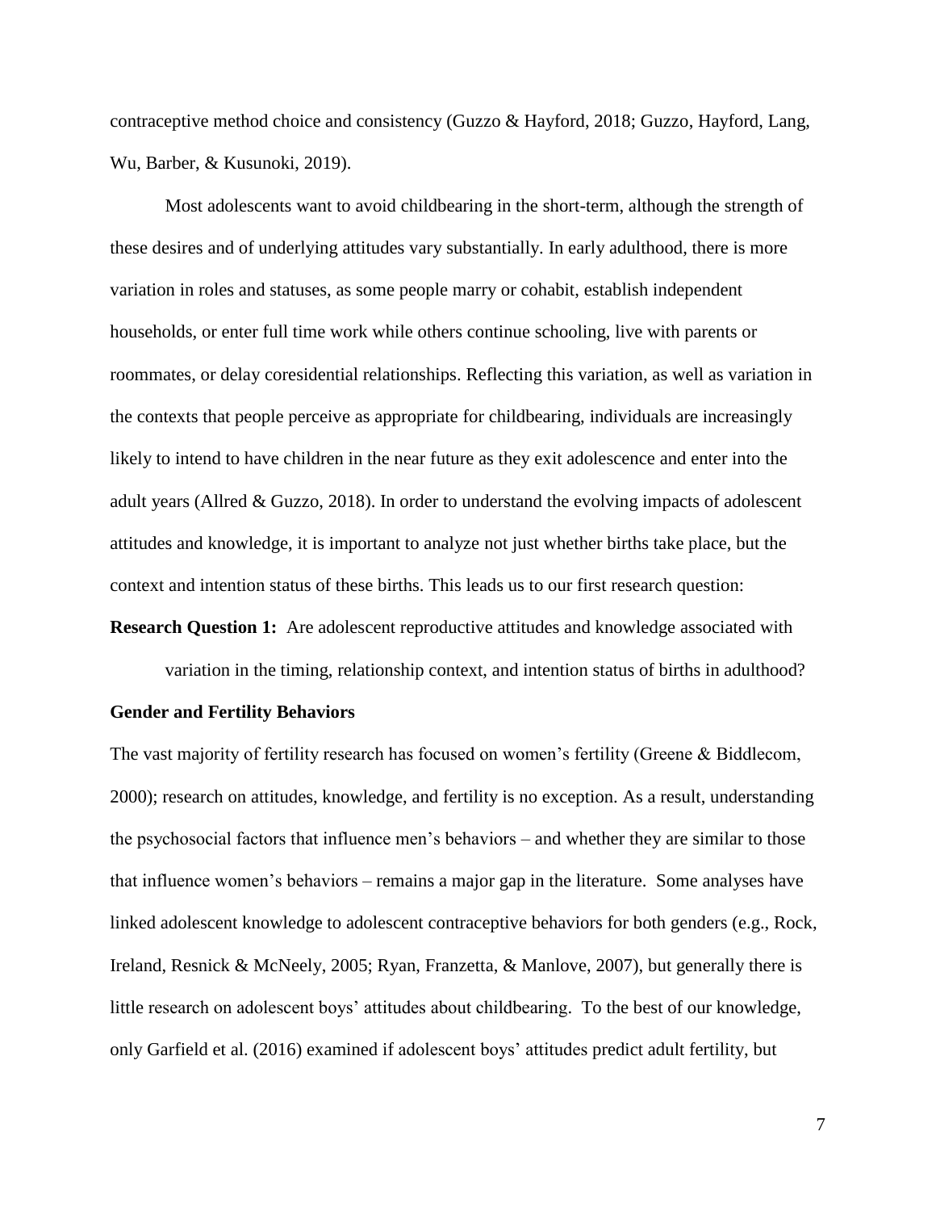contraceptive method choice and consistency (Guzzo & Hayford, 2018; Guzzo, Hayford, Lang, Wu, Barber, & Kusunoki, 2019).

Most adolescents want to avoid childbearing in the short-term, although the strength of these desires and of underlying attitudes vary substantially. In early adulthood, there is more variation in roles and statuses, as some people marry or cohabit, establish independent households, or enter full time work while others continue schooling, live with parents or roommates, or delay coresidential relationships. Reflecting this variation, as well as variation in the contexts that people perceive as appropriate for childbearing, individuals are increasingly likely to intend to have children in the near future as they exit adolescence and enter into the adult years (Allred & Guzzo, 2018). In order to understand the evolving impacts of adolescent attitudes and knowledge, it is important to analyze not just whether births take place, but the context and intention status of these births. This leads us to our first research question:

**Research Question 1:** Are adolescent reproductive attitudes and knowledge associated with variation in the timing, relationship context, and intention status of births in adulthood?

### Gender and Fertility Behaviors

The vast majority of fertility research has focused on women's fertility (Greene & Biddlecom, 2000); research on attitudes, knowledge, and fertility is no exception. As a result, understanding the psychosocial factors that influence men's behaviors – and whether they are similar to those that influence women's behaviors – remains a major gap in the literature. Some analyses have linked adolescent knowledge to adolescent contraceptive behaviors for both genders (e.g., Rock, Ireland, Resnick & McNeely, 2005; Ryan, Franzetta, & Manlove, 2007), but generally there is little research on adolescent boys' attitudes about childbearing. To the best of our knowledge, only Garfield et al. (2016) examined if adolescent boys' attitudes predict adult fertility, but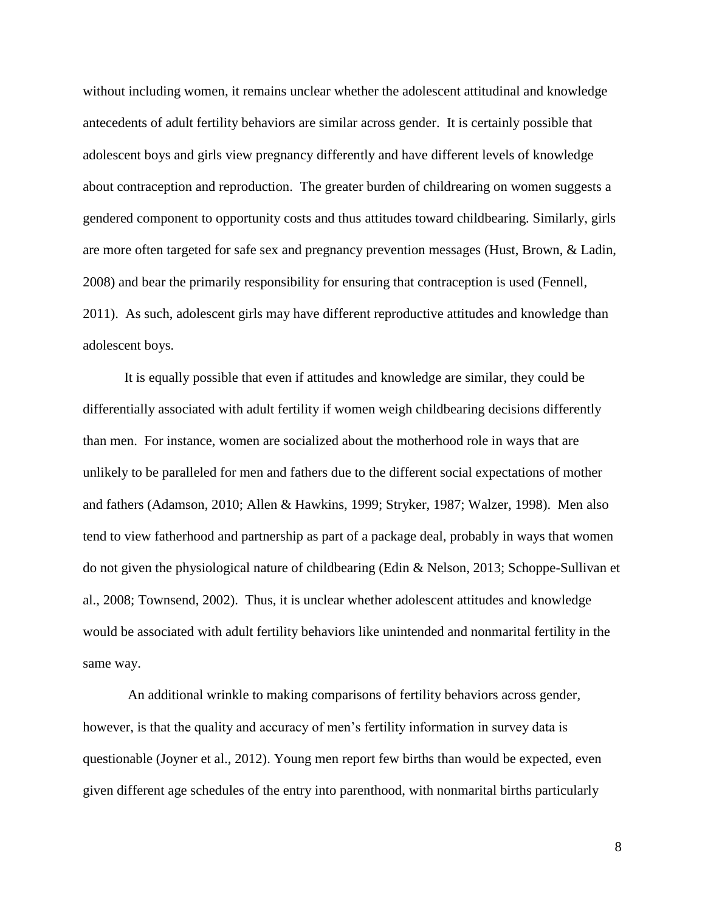without including women, it remains unclear whether the adolescent attitudinal and knowledge antecedents of adult fertility behaviors are similar across gender. It is certainly possible that adolescent boys and girls view pregnancy differently and have different levels of knowledge about contraception and reproduction. The greater burden of childrearing on women suggests a gendered component to opportunity costs and thus attitudes toward childbearing. Similarly, girls are more often targeted for safe sex and pregnancy prevention messages (Hust, Brown, & Ladin, 2008) and bear the primarily responsibility for ensuring that contraception is used (Fennell, 2011). As such, adolescent girls may have different reproductive attitudes and knowledge than adolescent boys.

It is equally possible that even if attitudes and knowledge are similar, they could be differentially associated with adult fertility if women weigh childbearing decisions differently than men. For instance, women are socialized about the motherhood role in ways that are unlikely to be paralleled for men and fathers due to the different social expectations of mother and fathers (Adamson, 2010; Allen & Hawkins, 1999; Stryker, 1987; Walzer, 1998). Men also tend to view fatherhood and partnership as part of a package deal, probably in ways that women do not given the physiological nature of childbearing (Edin & Nelson, 2013; Schoppe-Sullivan et al., 2008; Townsend, 2002). Thus, it is unclear whether adolescent attitudes and knowledge would be associated with adult fertility behaviors like unintended and nonmarital fertility in the same way.

An additional wrinkle to making comparisons of fertility behaviors across gender, however, is that the quality and accuracy of men's fertility information in survey data is questionable (Joyner et al., 2012). Young men report few births than would be expected, even given different age schedules of the entry into parenthood, with nonmarital births particularly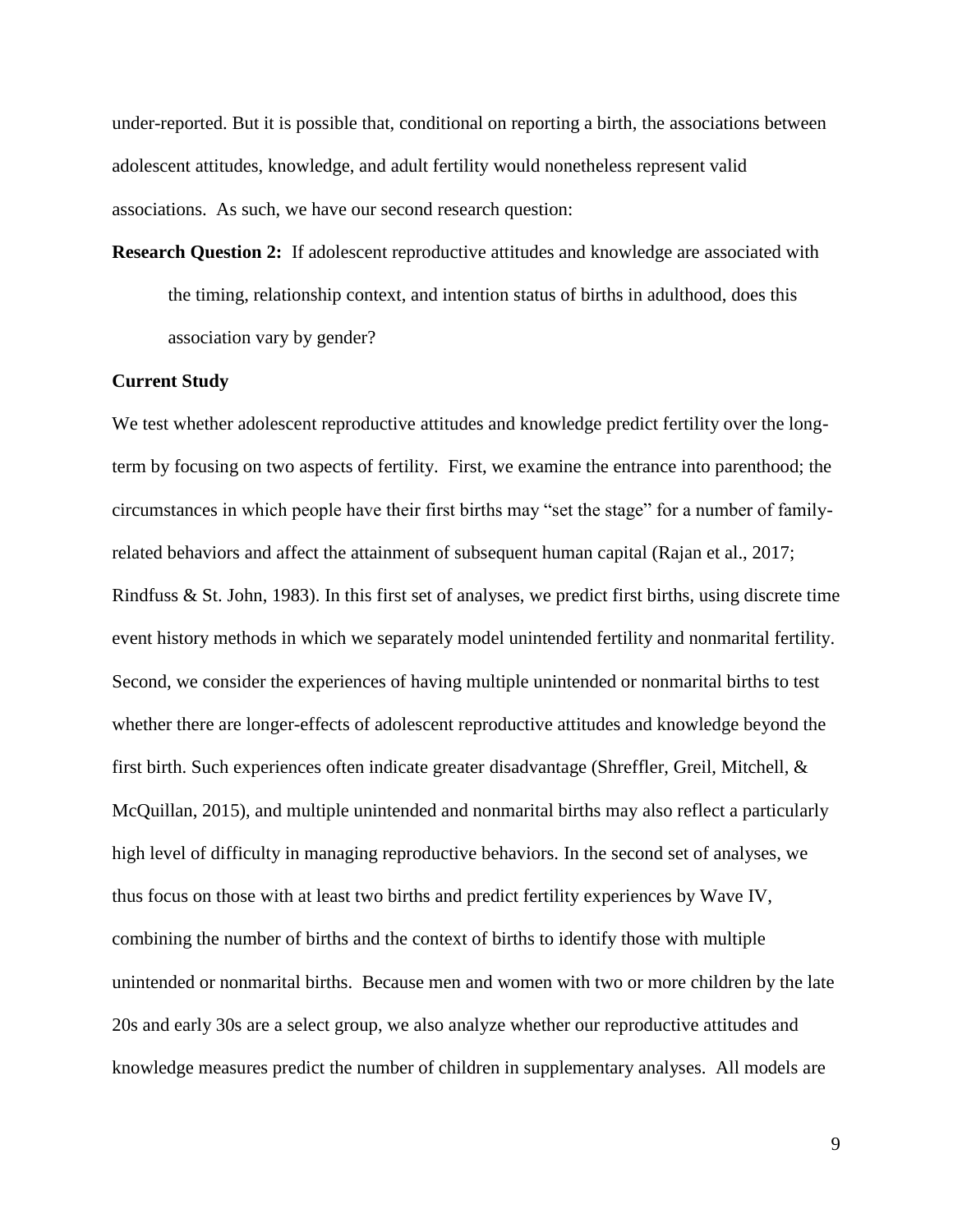under-reported. But it is possible that, conditional on reporting a birth, the associations between adolescent attitudes, knowledge, and adult fertility would nonetheless represent valid associations. As such, we have our second research question:

**Research Question 2:** If adolescent reproductive attitudes and knowledge are associated with the timing, relationship context, and intention status of births in adulthood, does this association vary by gender?

**Current Study**

We test whether adolescent reproductive attitudes and knowledge predict fertility over the long-term by focusing on two aspects of fertility. First, we examine the entrance into parenthood; the circumstances in which people have their first births may "set the stage" for a number of family-related behaviors and affect the attainment of subsequent human capital (Rajan et al., 2017; Rindfuss & St. John, 1983). In this first set of analyses, we predict first births, using discrete time event history methods in which we separately model unintended fertility and nonmarital fertility. Second, we consider the experiences of having multiple unintended or nonmarital births to test whether there are longer-effects of adolescent reproductive attitudes and knowledge beyond the first birth. Such experiences often indicate greater disadvantage (Shreffler, Greil, Mitchell, & McQuillan, 2015), and multiple unintended and nonmarital births may also reflect a particularly high level of difficulty in managing reproductive behaviors. In the second set of analyses, we thus focus on those with at least two births and predict fertility experiences by Wave IV, combining the number of births and the context of births to identify those with multiple unintended or nonmarital births. Because men and women with two or more children by the late 20s and early 30s are a select group, we also analyze whether our reproductive attitudes and knowledge measures predict the number of children in supplementary analyses. All models are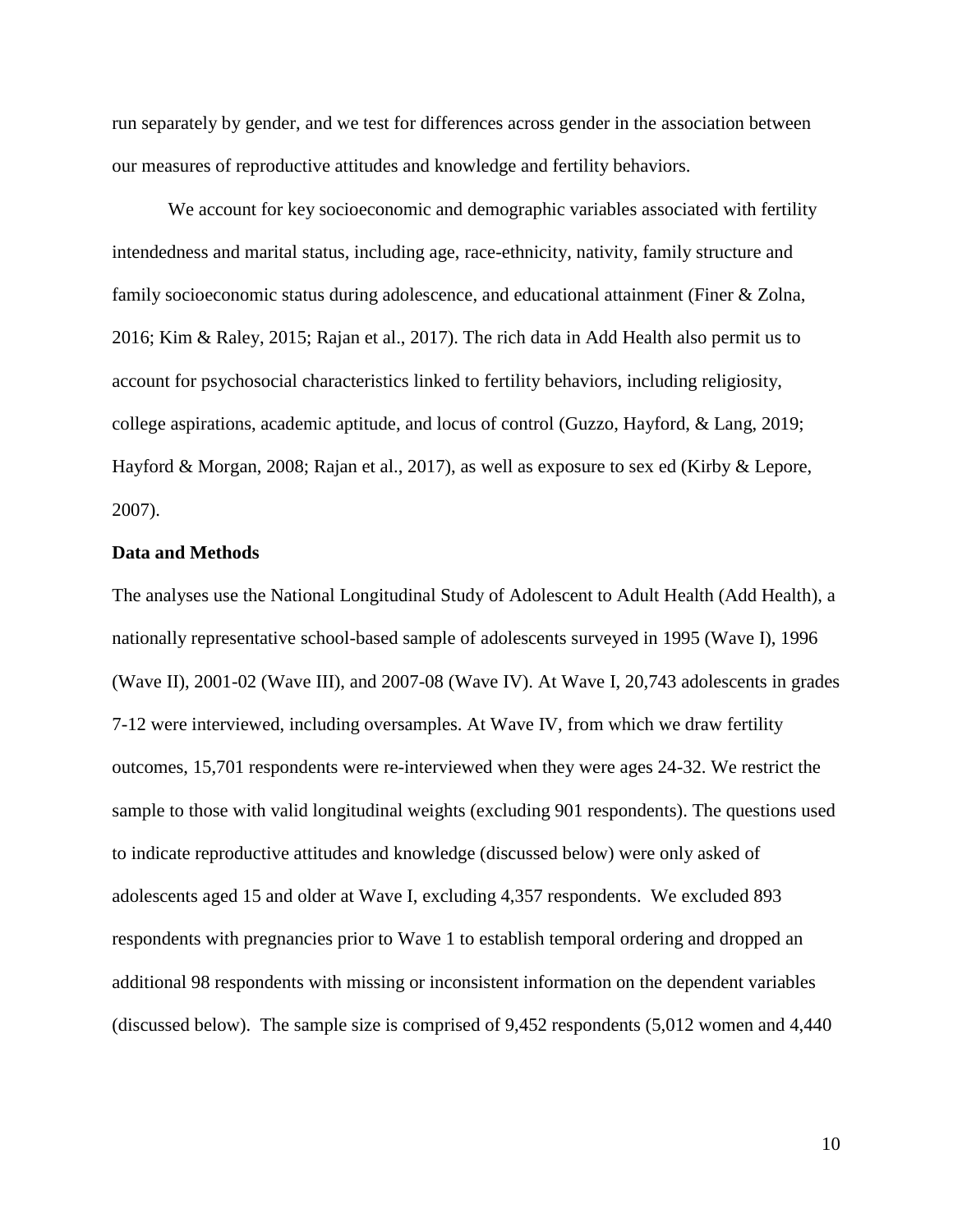run separately by gender, and we test for differences across gender in the association between our measures of reproductive attitudes and knowledge and fertility behaviors.

We account for key socioeconomic and demographic variables associated with fertility intendedness and marital status, including age, race-ethnicity, nativity, family structure and family socioeconomic status during adolescence, and educational attainment (Finer & Zolna, 2016; Kim & Raley, 2015; Rajan et al., 2017). The rich data in Add Health also permit us to account for psychosocial characteristics linked to fertility behaviors, including religiosity, college aspirations, academic aptitude, and locus of control (Guzzo, Hayford, & Lang, 2019; Hayford & Morgan, 2008; Rajan et al., 2017), as well as exposure to sex ed (Kirby & Lepore, 2007).

**Data and Methods**

The analyses use the National Longitudinal Study of Adolescent to Adult Health (Add Health), a nationally representative school-based sample of adolescents surveyed in 1995 (Wave I), 1996 (Wave II), 2001-02 (Wave III), and 2007-08 (Wave IV). At Wave I, 20,743 adolescents in grades 7-12 were interviewed, including oversamples. At Wave IV, from which we draw fertility outcomes, 15,701 respondents were re-interviewed when they were ages 24-32. We restrict the sample to those with valid longitudinal weights (excluding 901 respondents). The questions used to indicate reproductive attitudes and knowledge (discussed below) were only asked of adolescents aged 15 and older at Wave I, excluding 4,357 respondents. We excluded 893 respondents with pregnancies prior to Wave 1 to establish temporal ordering and dropped an additional 98 respondents with missing or inconsistent information on the dependent variables (discussed below). The sample size is comprised of 9,452 respondents (5,012 women and 4,440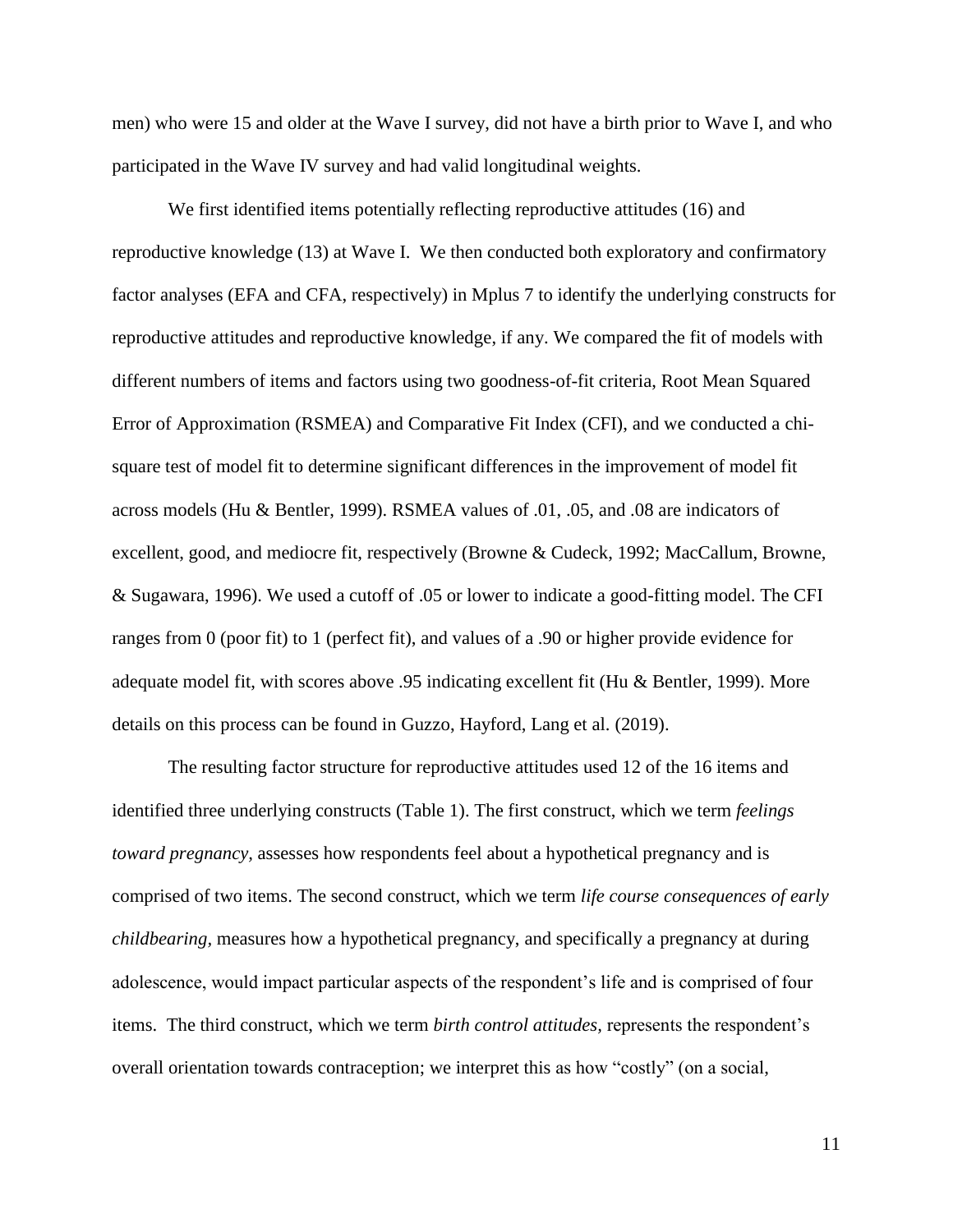men) who were 15 and older at the Wave I survey, did not have a birth prior to Wave I, and who participated in the Wave IV survey and had valid longitudinal weights.

We first identified items potentially reflecting reproductive attitudes (16) and reproductive knowledge (13) at Wave I. We then conducted both exploratory and confirmatory factor analyses (EFA and CFA, respectively) in Mplus 7 to identify the underlying constructs for reproductive attitudes and reproductive knowledge, if any. We compared the fit of models with different numbers of items and factors using two goodness-of-fit criteria, Root Mean Squared Error of Approximation (RSMEA) and Comparative Fit Index (CFI), and we conducted a chi-square test of model fit to determine significant differences in the improvement of model fit across models (Hu & Bentler, 1999). RSMEA values of .01, .05, and .08 are indicators of excellent, good, and mediocre fit, respectively (Browne & Cudeck, 1992; MacCallum, Browne, & Sugawara, 1996). We used a cutoff of .05 or lower to indicate a good-fitting model. The CFI ranges from 0 (poor fit) to 1 (perfect fit), and values of a .90 or higher provide evidence for adequate model fit, with scores above .95 indicating excellent fit (Hu & Bentler, 1999). More details on this process can be found in Guzzo, Hayford, Lang et al. (2019).

The resulting factor structure for reproductive attitudes used 12 of the 16 items and identified three underlying constructs (Table 1). The first construct, which we term *feelings toward pregnancy,* assesses how respondents feel about a hypothetical pregnancy and is comprised of two items. The second construct, which we term *life course consequences of early childbearing,* measures how a hypothetical pregnancy, and specifically a pregnancy at during adolescence, would impact particular aspects of the respondent's life and is comprised of four items. The third construct, which we term *birth control attitudes,* represents the respondent's overall orientation towards contraception; we interpret this as how "costly" (on a social,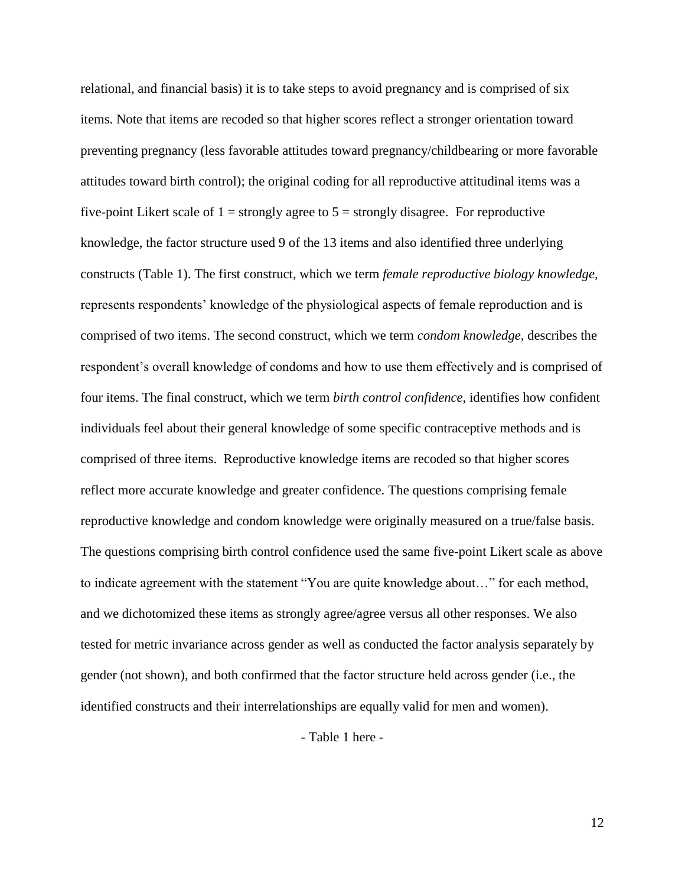relational, and financial basis) it is to take steps to avoid pregnancy and is comprised of six items. Note that items are recoded so that higher scores reflect a stronger orientation toward preventing pregnancy (less favorable attitudes toward pregnancy/childbearing or more favorable attitudes toward birth control); the original coding for all reproductive attitudinal items was a five-point Likert scale of 1 = strongly agree to 5 = strongly disagree. For reproductive knowledge, the factor structure used 9 of the 13 items and also identified three underlying constructs (Table 1). The first construct, which we term *female reproductive biology knowledge,* represents respondents' knowledge of the physiological aspects of female reproduction and is comprised of two items. The second construct, which we term *condom knowledge,* describes the respondent's overall knowledge of condoms and how to use them effectively and is comprised of four items. The final construct, which we term *birth control confidence*, identifies how confident individuals feel about their general knowledge of some specific contraceptive methods and is comprised of three items. Reproductive knowledge items are recoded so that higher scores reflect more accurate knowledge and greater confidence. The questions comprising female reproductive knowledge and condom knowledge were originally measured on a true/false basis. The questions comprising birth control confidence used the same five-point Likert scale as above to indicate agreement with the statement "You are quite knowledge about…" for each method, and we dichotomized these items as strongly agree/agree versus all other responses. We also tested for metric invariance across gender as well as conducted the factor analysis separately by gender (not shown), and both confirmed that the factor structure held across gender (i.e., the identified constructs and their interrelationships are equally valid for men and women).

- Table 1 here -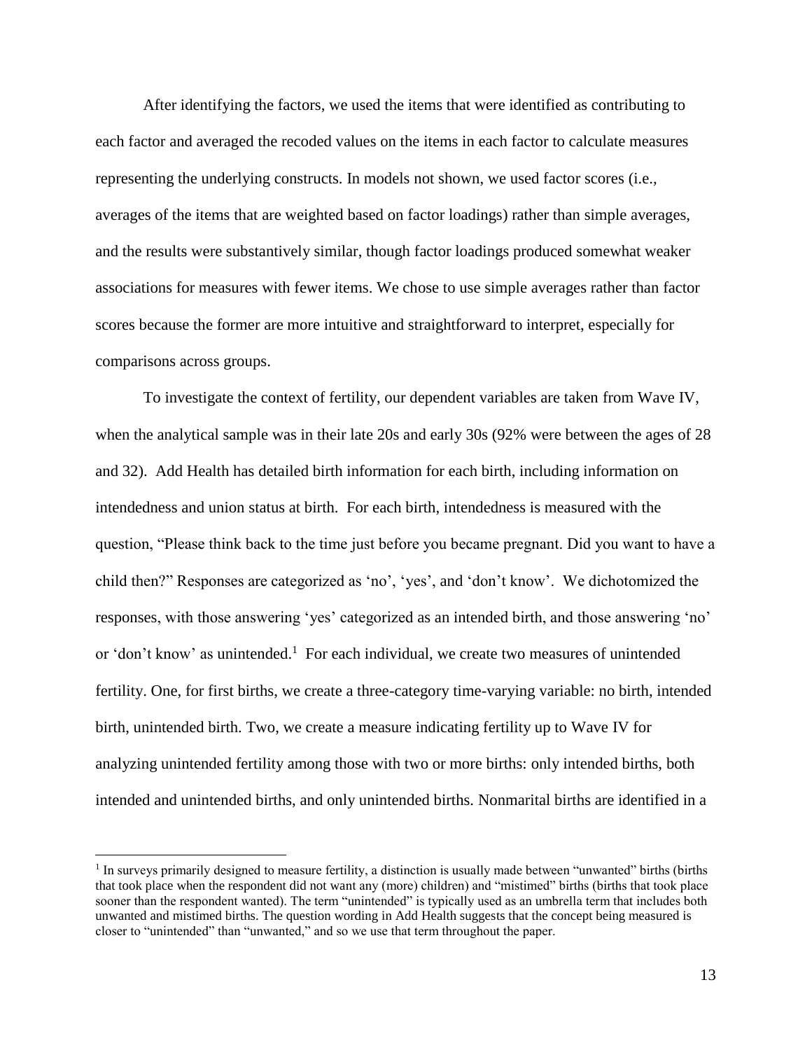After identifying the factors, we used the items that were identified as contributing to each factor and averaged the recoded values on the items in each factor to calculate measures representing the underlying constructs. In models not shown, we used factor scores (i.e., averages of the items that are weighted based on factor loadings) rather than simple averages, and the results were substantively similar, though factor loadings produced somewhat weaker associations for measures with fewer items. We chose to use simple averages rather than factor scores because the former are more intuitive and straightforward to interpret, especially for comparisons across groups.

To investigate the context of fertility, our dependent variables are taken from Wave IV, when the analytical sample was in their late 20s and early 30s (92% were between the ages of 28 and 32). Add Health has detailed birth information for each birth, including information on intendedness and union status at birth. For each birth, intendedness is measured with the question, "Please think back to the time just before you became pregnant. Did you want to have a child then?" Responses are categorized as 'no', 'yes', and 'don't know'. We dichotomized the responses, with those answering 'yes' categorized as an intended birth, and those answering 'no' or 'don't know' as unintended.[1] For each individual, we create two measures of unintended fertility. One, for first births, we create a three-category time-varying variable: no birth, intended birth, unintended birth. Two, we create a measure indicating fertility up to Wave IV for analyzing unintended fertility among those with two or more births: only intended births, both intended and unintended births, and only unintended births. Nonmarital births are identified in a

[1] In surveys primarily designed to measure fertility, a distinction is usually made between "unwanted" births (births that took place when the respondent did not want any (more) children) and "mistimed" births (births that took place sooner than the respondent wanted). The term "unintended" is typically used as an umbrella term that includes both unwanted and mistimed births. The question wording in Add Health suggests that the concept being measured is closer to "unintended" than "unwanted," and so we use that term throughout the paper.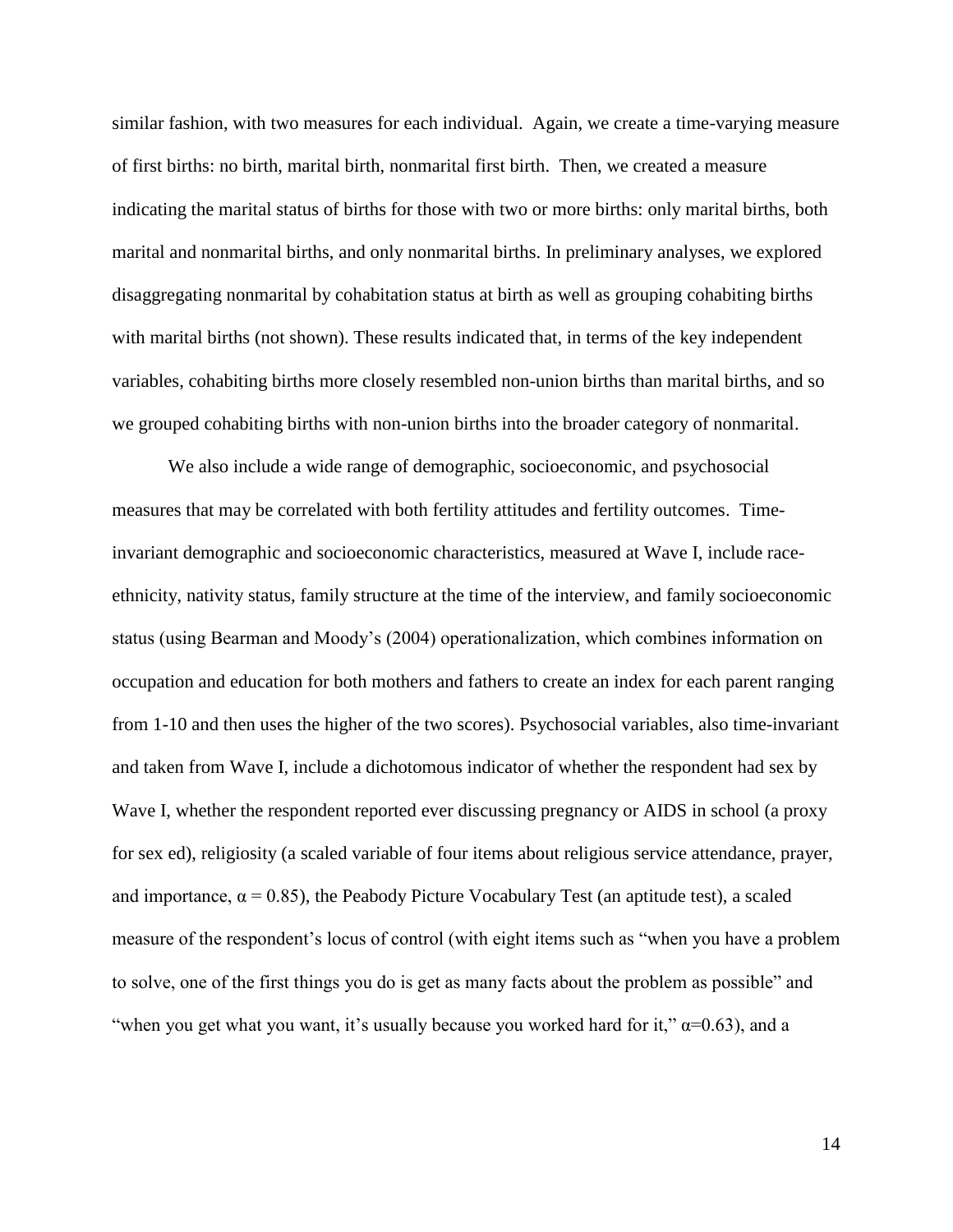similar fashion, with two measures for each individual. Again, we create a time-varying measure of first births: no birth, marital birth, nonmarital first birth. Then, we created a measure indicating the marital status of births for those with two or more births: only marital births, both marital and nonmarital births, and only nonmarital births. In preliminary analyses, we explored disaggregating nonmarital by cohabitation status at birth as well as grouping cohabiting births with marital births (not shown). These results indicated that, in terms of the key independent variables, cohabiting births more closely resembled non-union births than marital births, and so we grouped cohabiting births with non-union births into the broader category of nonmarital.

We also include a wide range of demographic, socioeconomic, and psychosocial measures that may be correlated with both fertility attitudes and fertility outcomes. Time-invariant demographic and socioeconomic characteristics, measured at Wave I, include race-ethnicity, nativity status, family structure at the time of the interview, and family socioeconomic status (using Bearman and Moody's (2004) operationalization, which combines information on occupation and education for both mothers and fathers to create an index for each parent ranging from 1-10 and then uses the higher of the two scores). Psychosocial variables, also time-invariant and taken from Wave I, include a dichotomous indicator of whether the respondent had sex by Wave I, whether the respondent reported ever discussing pregnancy or AIDS in school (a proxy for sex ed), religiosity (a scaled variable of four items about religious service attendance, prayer, and importance, $\alpha = 0.85$), the Peabody Picture Vocabulary Test (an aptitude test), a scaled measure of the respondent's locus of control (with eight items such as "when you have a problem to solve, one of the first things you do is get as many facts about the problem as possible" and "when you get what you want, it's usually because you worked hard for it," $\alpha$=0.63), and a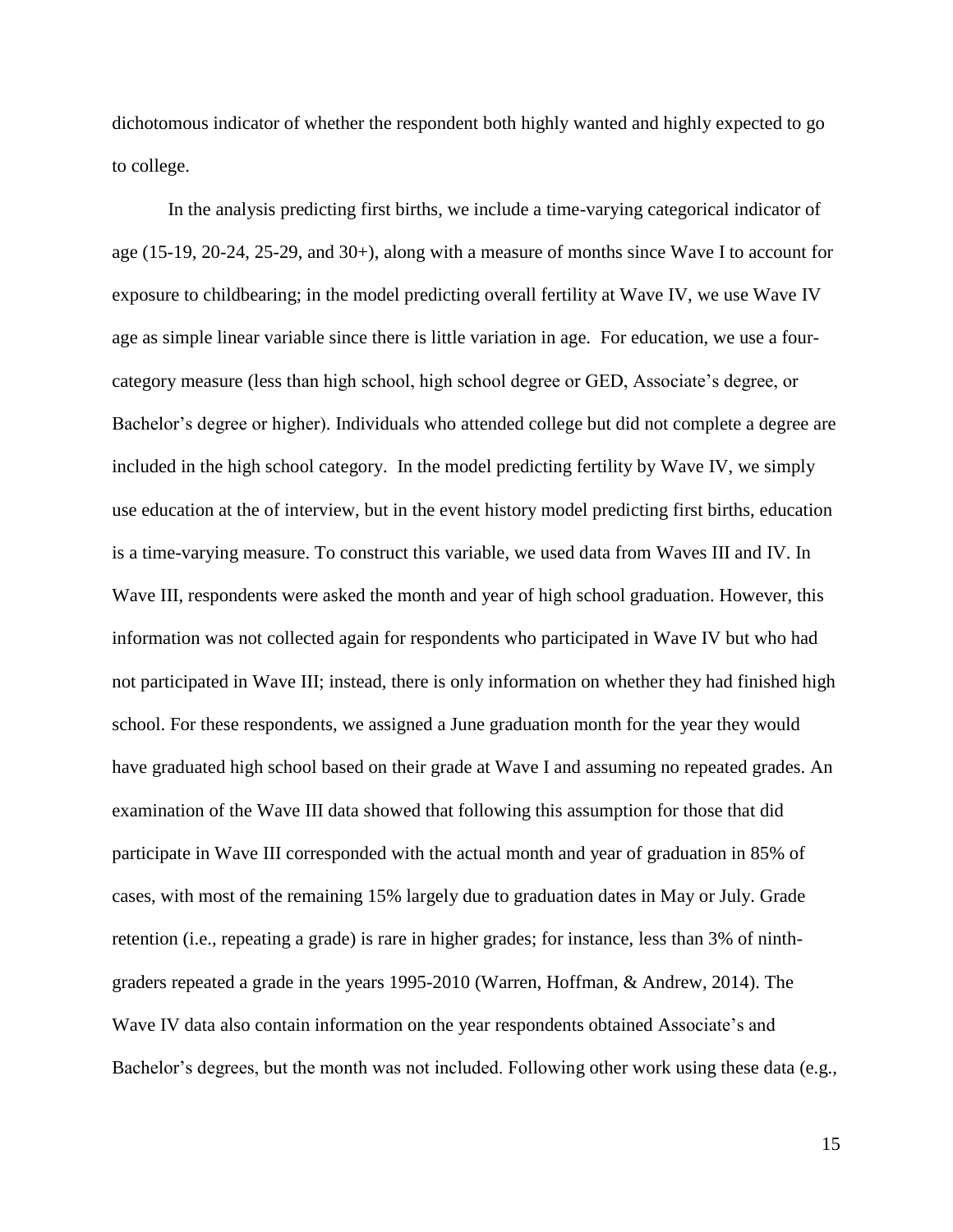dichotomous indicator of whether the respondent both highly wanted and highly expected to go to college.

In the analysis predicting first births, we include a time-varying categorical indicator of age (15-19, 20-24, 25-29, and 30+), along with a measure of months since Wave I to account for exposure to childbearing; in the model predicting overall fertility at Wave IV, we use Wave IV age as simple linear variable since there is little variation in age. For education, we use a four-category measure (less than high school, high school degree or GED, Associate's degree, or Bachelor's degree or higher). Individuals who attended college but did not complete a degree are included in the high school category. In the model predicting fertility by Wave IV, we simply use education at the of interview, but in the event history model predicting first births, education is a time-varying measure. To construct this variable, we used data from Waves III and IV. In Wave III, respondents were asked the month and year of high school graduation. However, this information was not collected again for respondents who participated in Wave IV but who had not participated in Wave III; instead, there is only information on whether they had finished high school. For these respondents, we assigned a June graduation month for the year they would have graduated high school based on their grade at Wave I and assuming no repeated grades. An examination of the Wave III data showed that following this assumption for those that did participate in Wave III corresponded with the actual month and year of graduation in 85% of cases, with most of the remaining 15% largely due to graduation dates in May or July. Grade retention (i.e., repeating a grade) is rare in higher grades; for instance, less than 3% of ninth-graders repeated a grade in the years 1995-2010 (Warren, Hoffman, & Andrew, 2014). The Wave IV data also contain information on the year respondents obtained Associate's and Bachelor's degrees, but the month was not included. Following other work using these data (e.g.,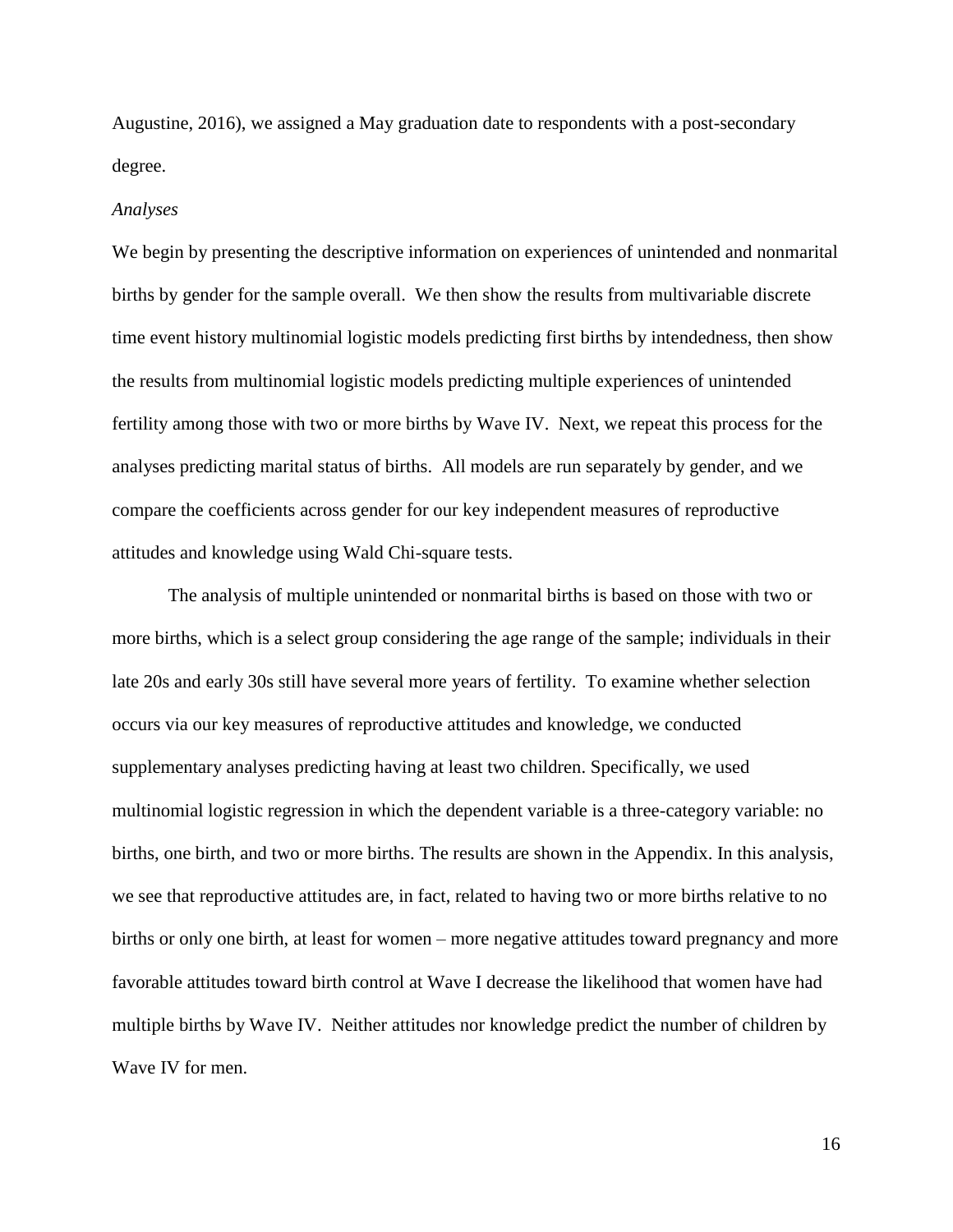Augustine, 2016), we assigned a May graduation date to respondents with a post-secondary degree.

*Analyses*

We begin by presenting the descriptive information on experiences of unintended and nonmarital births by gender for the sample overall. We then show the results from multivariable discrete time event history multinomial logistic models predicting first births by intendedness, then show the results from multinomial logistic models predicting multiple experiences of unintended fertility among those with two or more births by Wave IV. Next, we repeat this process for the analyses predicting marital status of births. All models are run separately by gender, and we compare the coefficients across gender for our key independent measures of reproductive attitudes and knowledge using Wald Chi-square tests.

The analysis of multiple unintended or nonmarital births is based on those with two or more births, which is a select group considering the age range of the sample; individuals in their late 20s and early 30s still have several more years of fertility. To examine whether selection occurs via our key measures of reproductive attitudes and knowledge, we conducted supplementary analyses predicting having at least two children. Specifically, we used multinomial logistic regression in which the dependent variable is a three-category variable: no births, one birth, and two or more births. The results are shown in the Appendix. In this analysis, we see that reproductive attitudes are, in fact, related to having two or more births relative to no births or only one birth, at least for women – more negative attitudes toward pregnancy and more favorable attitudes toward birth control at Wave I decrease the likelihood that women have had multiple births by Wave IV. Neither attitudes nor knowledge predict the number of children by Wave IV for men.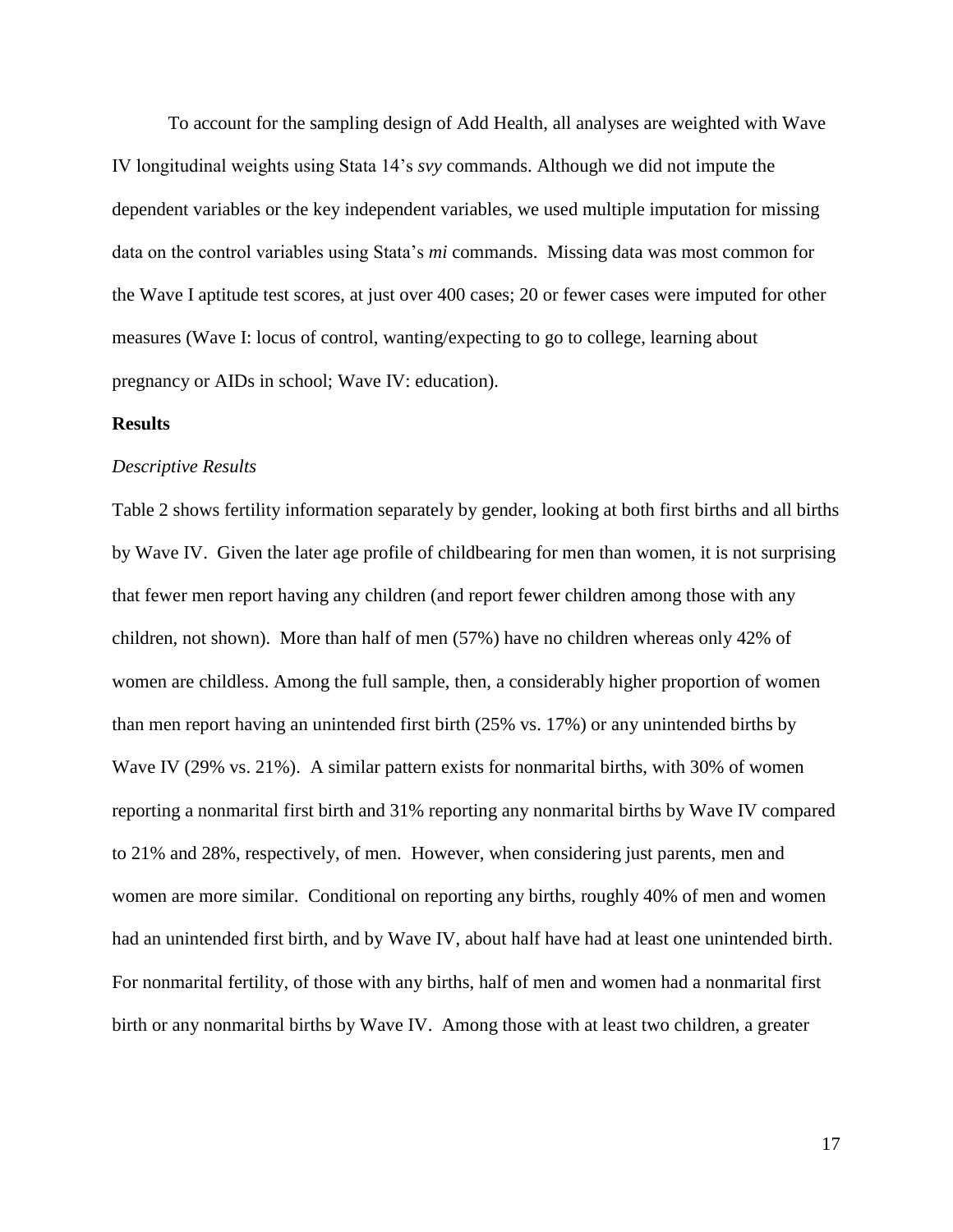To account for the sampling design of Add Health, all analyses are weighted with Wave IV longitudinal weights using Stata 14's *svy* commands. Although we did not impute the dependent variables or the key independent variables, we used multiple imputation for missing data on the control variables using Stata's *mi* commands. Missing data was most common for the Wave I aptitude test scores, at just over 400 cases; 20 or fewer cases were imputed for other measures (Wave I: locus of control, wanting/expecting to go to college, learning about pregnancy or AIDs in school; Wave IV: education).

**Results**

*Descriptive Results*

Table 2 shows fertility information separately by gender, looking at both first births and all births by Wave IV. Given the later age profile of childbearing for men than women, it is not surprising that fewer men report having any children (and report fewer children among those with any children, not shown). More than half of men (57%) have no children whereas only 42% of women are childless. Among the full sample, then, a considerably higher proportion of women than men report having an unintended first birth (25% vs. 17%) or any unintended births by Wave IV (29% vs. 21%). A similar pattern exists for nonmarital births, with 30% of women reporting a nonmarital first birth and 31% reporting any nonmarital births by Wave IV compared to 21% and 28%, respectively, of men. However, when considering just parents, men and women are more similar. Conditional on reporting any births, roughly 40% of men and women had an unintended first birth, and by Wave IV, about half have had at least one unintended birth. For nonmarital fertility, of those with any births, half of men and women had a nonmarital first birth or any nonmarital births by Wave IV. Among those with at least two children, a greater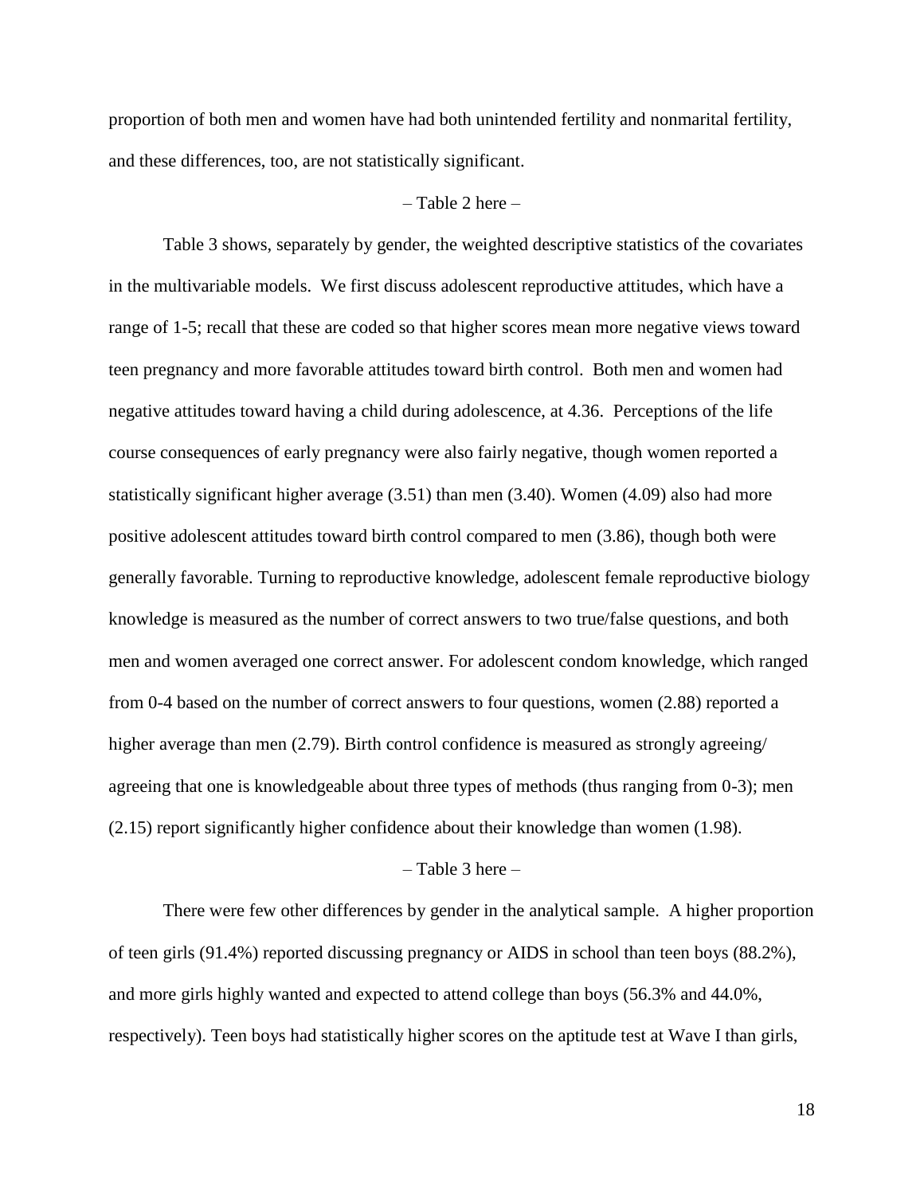proportion of both men and women have had both unintended fertility and nonmarital fertility, and these differences, too, are not statistically significant.

– Table 2 here –

Table 3 shows, separately by gender, the weighted descriptive statistics of the covariates in the multivariable models. We first discuss adolescent reproductive attitudes, which have a range of 1-5; recall that these are coded so that higher scores mean more negative views toward teen pregnancy and more favorable attitudes toward birth control. Both men and women had negative attitudes toward having a child during adolescence, at 4.36. Perceptions of the life course consequences of early pregnancy were also fairly negative, though women reported a statistically significant higher average (3.51) than men (3.40). Women (4.09) also had more positive adolescent attitudes toward birth control compared to men (3.86), though both were generally favorable. Turning to reproductive knowledge, adolescent female reproductive biology knowledge is measured as the number of correct answers to two true/false questions, and both men and women averaged one correct answer. For adolescent condom knowledge, which ranged from 0-4 based on the number of correct answers to four questions, women (2.88) reported a higher average than men (2.79). Birth control confidence is measured as strongly agreeing/ agreeing that one is knowledgeable about three types of methods (thus ranging from 0-3); men (2.15) report significantly higher confidence about their knowledge than women (1.98).

– Table 3 here –

There were few other differences by gender in the analytical sample. A higher proportion of teen girls (91.4%) reported discussing pregnancy or AIDS in school than teen boys (88.2%), and more girls highly wanted and expected to attend college than boys (56.3% and 44.0%, respectively). Teen boys had statistically higher scores on the aptitude test at Wave I than girls,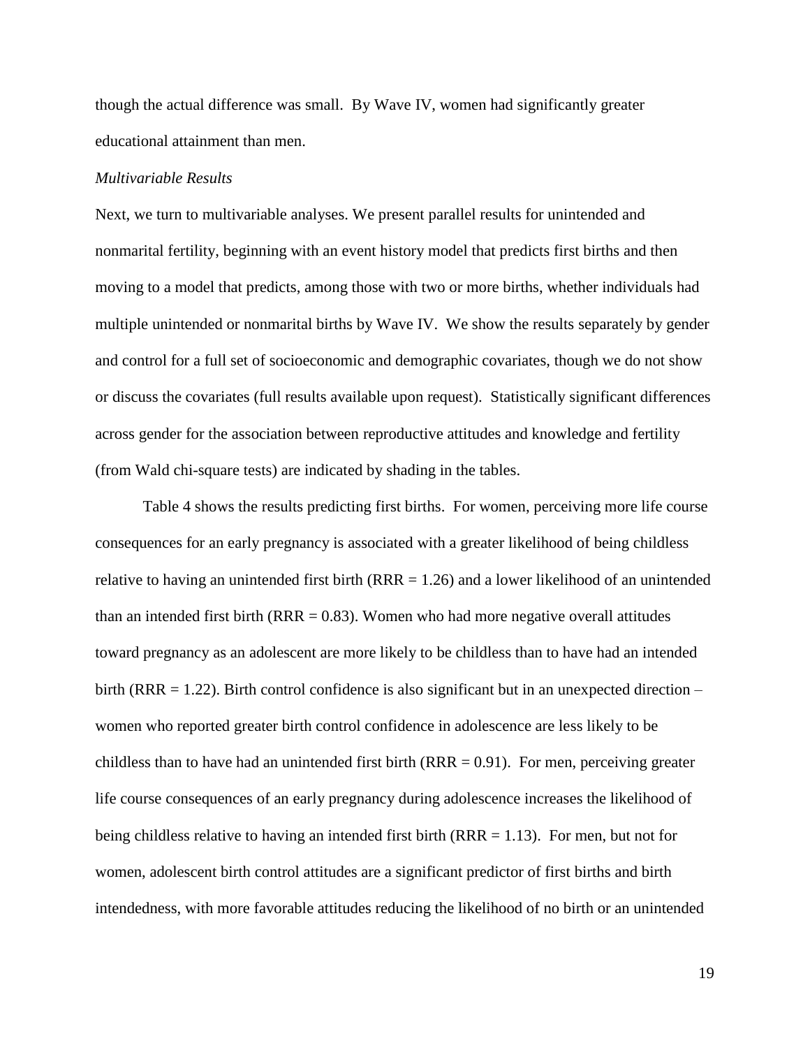though the actual difference was small. By Wave IV, women had significantly greater educational attainment than men.

*Multivariable Results*

Next, we turn to multivariable analyses. We present parallel results for unintended and nonmarital fertility, beginning with an event history model that predicts first births and then moving to a model that predicts, among those with two or more births, whether individuals had multiple unintended or nonmarital births by Wave IV. We show the results separately by gender and control for a full set of socioeconomic and demographic covariates, though we do not show or discuss the covariates (full results available upon request). Statistically significant differences across gender for the association between reproductive attitudes and knowledge and fertility (from Wald chi-square tests) are indicated by shading in the tables.

Table 4 shows the results predicting first births. For women, perceiving more life course consequences for an early pregnancy is associated with a greater likelihood of being childless relative to having an unintended first birth (RRR = 1.26) and a lower likelihood of an unintended than an intended first birth (RRR = 0.83). Women who had more negative overall attitudes toward pregnancy as an adolescent are more likely to be childless than to have had an intended birth (RRR = 1.22). Birth control confidence is also significant but in an unexpected direction – women who reported greater birth control confidence in adolescence are less likely to be childless than to have had an unintended first birth (RRR = 0.91). For men, perceiving greater life course consequences of an early pregnancy during adolescence increases the likelihood of being childless relative to having an intended first birth (RRR = 1.13). For men, but not for women, adolescent birth control attitudes are a significant predictor of first births and birth intendedness, with more favorable attitudes reducing the likelihood of no birth or an unintended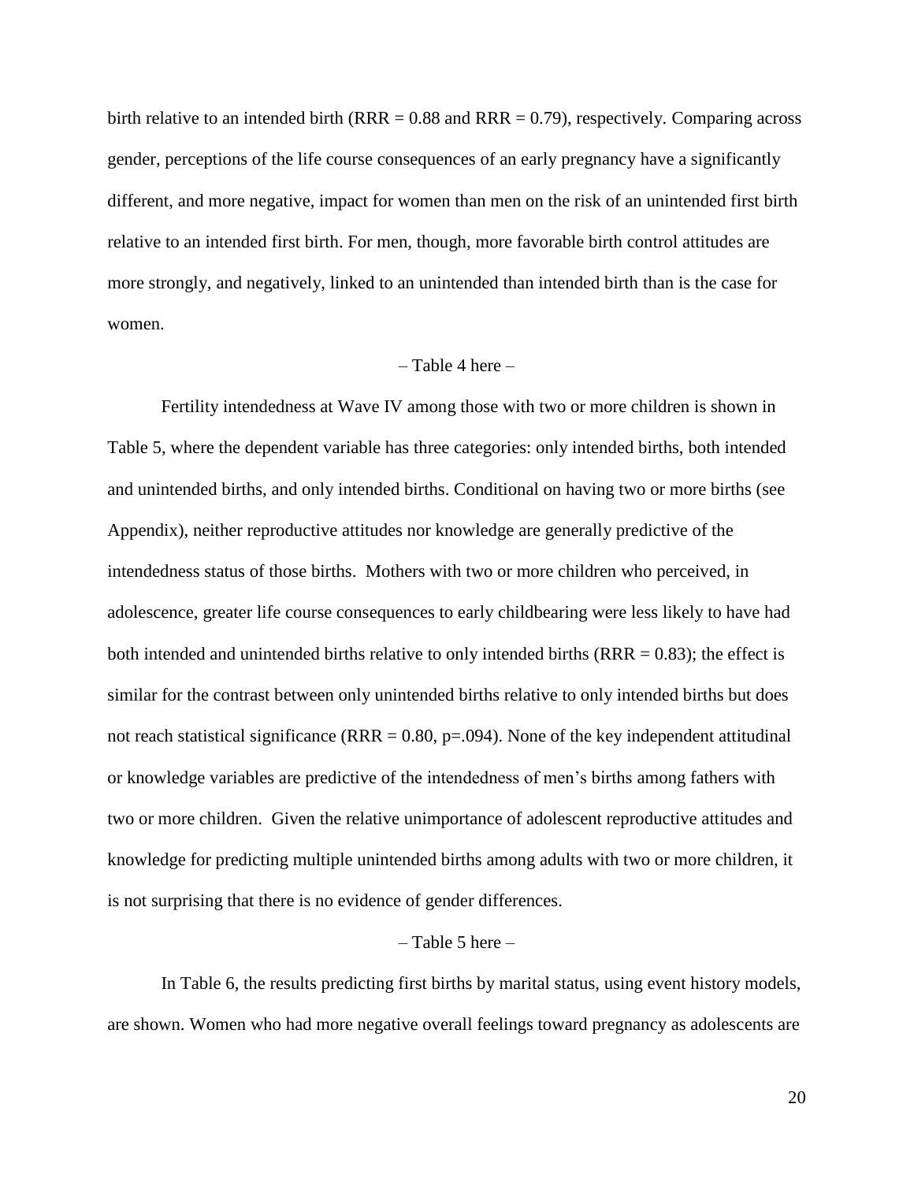birth relative to an intended birth (RRR = 0.88 and RRR = 0.79), respectively. Comparing across gender, perceptions of the life course consequences of an early pregnancy have a significantly different, and more negative, impact for women than men on the risk of an unintended first birth relative to an intended first birth. For men, though, more favorable birth control attitudes are more strongly, and negatively, linked to an unintended than intended birth than is the case for women.

– Table 4 here –

Fertility intendedness at Wave IV among those with two or more children is shown in Table 5, where the dependent variable has three categories: only intended births, both intended and unintended births, and only intended births. Conditional on having two or more births (see Appendix), neither reproductive attitudes nor knowledge are generally predictive of the intendedness status of those births. Mothers with two or more children who perceived, in adolescence, greater life course consequences to early childbearing were less likely to have had both intended and unintended births relative to only intended births (RRR = 0.83); the effect is similar for the contrast between only unintended births relative to only intended births but does not reach statistical significance (RRR = 0.80, p=.094). None of the key independent attitudinal or knowledge variables are predictive of the intendedness of men's births among fathers with two or more children. Given the relative unimportance of adolescent reproductive attitudes and knowledge for predicting multiple unintended births among adults with two or more children, it is not surprising that there is no evidence of gender differences.

– Table 5 here –

In Table 6, the results predicting first births by marital status, using event history models, are shown. Women who had more negative overall feelings toward pregnancy as adolescents are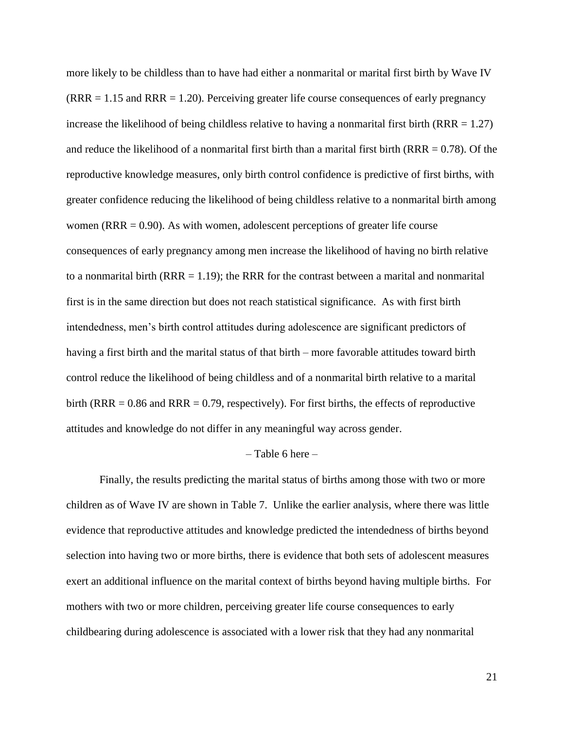more likely to be childless than to have had either a nonmarital or marital first birth by Wave IV (RRR = 1.15 and RRR = 1.20). Perceiving greater life course consequences of early pregnancy increase the likelihood of being childless relative to having a nonmarital first birth (RRR = 1.27) and reduce the likelihood of a nonmarital first birth than a marital first birth (RRR = 0.78). Of the reproductive knowledge measures, only birth control confidence is predictive of first births, with greater confidence reducing the likelihood of being childless relative to a nonmarital birth among women (RRR = 0.90). As with women, adolescent perceptions of greater life course consequences of early pregnancy among men increase the likelihood of having no birth relative to a nonmarital birth (RRR = 1.19); the RRR for the contrast between a marital and nonmarital first is in the same direction but does not reach statistical significance. As with first birth intendedness, men's birth control attitudes during adolescence are significant predictors of having a first birth and the marital status of that birth – more favorable attitudes toward birth control reduce the likelihood of being childless and of a nonmarital birth relative to a marital birth (RRR = 0.86 and RRR = 0.79, respectively). For first births, the effects of reproductive attitudes and knowledge do not differ in any meaningful way across gender.

– Table 6 here –

Finally, the results predicting the marital status of births among those with two or more children as of Wave IV are shown in Table 7. Unlike the earlier analysis, where there was little evidence that reproductive attitudes and knowledge predicted the intendedness of births beyond selection into having two or more births, there is evidence that both sets of adolescent measures exert an additional influence on the marital context of births beyond having multiple births. For mothers with two or more children, perceiving greater life course consequences to early childbearing during adolescence is associated with a lower risk that they had any nonmarital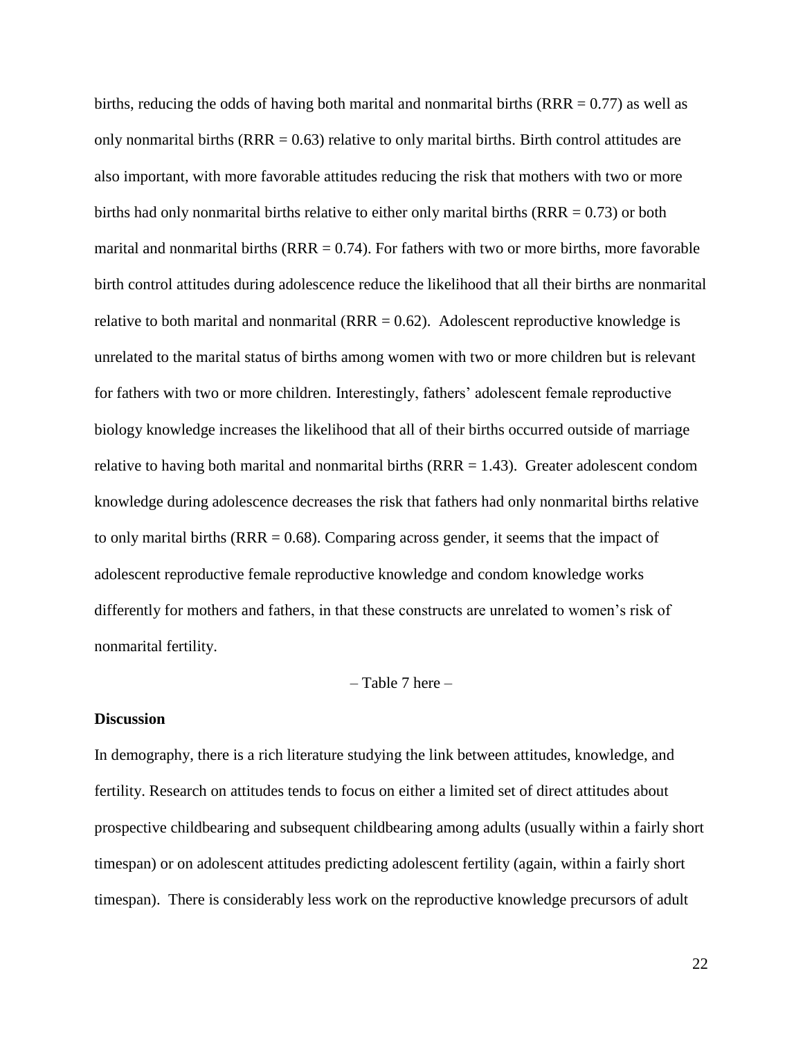births, reducing the odds of having both marital and nonmarital births (RRR = 0.77) as well as only nonmarital births (RRR = 0.63) relative to only marital births. Birth control attitudes are also important, with more favorable attitudes reducing the risk that mothers with two or more births had only nonmarital births relative to either only marital births (RRR = 0.73) or both marital and nonmarital births (RRR = 0.74). For fathers with two or more births, more favorable birth control attitudes during adolescence reduce the likelihood that all their births are nonmarital relative to both marital and nonmarital (RRR = 0.62). Adolescent reproductive knowledge is unrelated to the marital status of births among women with two or more children but is relevant for fathers with two or more children. Interestingly, fathers' adolescent female reproductive biology knowledge increases the likelihood that all of their births occurred outside of marriage relative to having both marital and nonmarital births (RRR = 1.43). Greater adolescent condom knowledge during adolescence decreases the risk that fathers had only nonmarital births relative to only marital births (RRR = 0.68). Comparing across gender, it seems that the impact of adolescent reproductive female reproductive knowledge and condom knowledge works differently for mothers and fathers, in that these constructs are unrelated to women's risk of nonmarital fertility.

– Table 7 here –

**Discussion**

In demography, there is a rich literature studying the link between attitudes, knowledge, and fertility. Research on attitudes tends to focus on either a limited set of direct attitudes about prospective childbearing and subsequent childbearing among adults (usually within a fairly short timespan) or on adolescent attitudes predicting adolescent fertility (again, within a fairly short timespan). There is considerably less work on the reproductive knowledge precursors of adult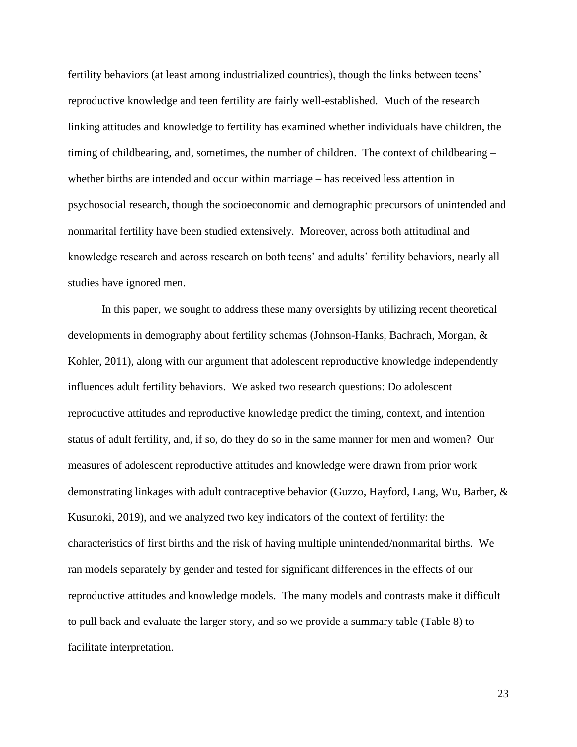fertility behaviors (at least among industrialized countries), though the links between teens' reproductive knowledge and teen fertility are fairly well-established. Much of the research linking attitudes and knowledge to fertility has examined whether individuals have children, the timing of childbearing, and, sometimes, the number of children. The context of childbearing – whether births are intended and occur within marriage – has received less attention in psychosocial research, though the socioeconomic and demographic precursors of unintended and nonmarital fertility have been studied extensively. Moreover, across both attitudinal and knowledge research and across research on both teens' and adults' fertility behaviors, nearly all studies have ignored men.

In this paper, we sought to address these many oversights by utilizing recent theoretical developments in demography about fertility schemas (Johnson-Hanks, Bachrach, Morgan, & Kohler, 2011), along with our argument that adolescent reproductive knowledge independently influences adult fertility behaviors. We asked two research questions: Do adolescent reproductive attitudes and reproductive knowledge predict the timing, context, and intention status of adult fertility, and, if so, do they do so in the same manner for men and women? Our measures of adolescent reproductive attitudes and knowledge were drawn from prior work demonstrating linkages with adult contraceptive behavior (Guzzo, Hayford, Lang, Wu, Barber, & Kusunoki, 2019), and we analyzed two key indicators of the context of fertility: the characteristics of first births and the risk of having multiple unintended/nonmarital births. We ran models separately by gender and tested for significant differences in the effects of our reproductive attitudes and knowledge models. The many models and contrasts make it difficult to pull back and evaluate the larger story, and so we provide a summary table (Table 8) to facilitate interpretation.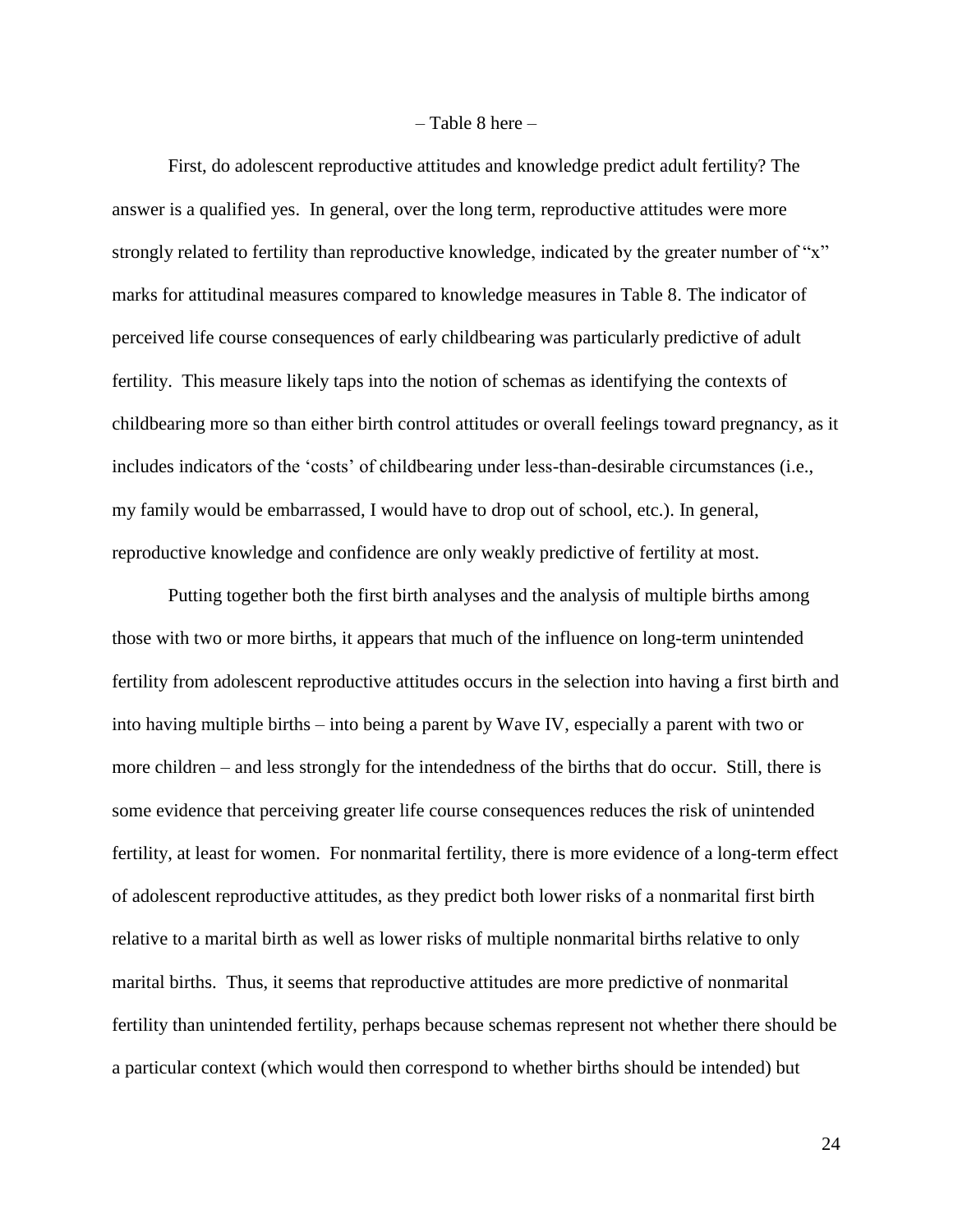– Table 8 here –

First, do adolescent reproductive attitudes and knowledge predict adult fertility? The answer is a qualified yes. In general, over the long term, reproductive attitudes were more strongly related to fertility than reproductive knowledge, indicated by the greater number of "x" marks for attitudinal measures compared to knowledge measures in Table 8. The indicator of perceived life course consequences of early childbearing was particularly predictive of adult fertility. This measure likely taps into the notion of schemas as identifying the contexts of childbearing more so than either birth control attitudes or overall feelings toward pregnancy, as it includes indicators of the 'costs' of childbearing under less-than-desirable circumstances (i.e., my family would be embarrassed, I would have to drop out of school, etc.). In general, reproductive knowledge and confidence are only weakly predictive of fertility at most.

Putting together both the first birth analyses and the analysis of multiple births among those with two or more births, it appears that much of the influence on long-term unintended fertility from adolescent reproductive attitudes occurs in the selection into having a first birth and into having multiple births – into being a parent by Wave IV, especially a parent with two or more children – and less strongly for the intendedness of the births that do occur. Still, there is some evidence that perceiving greater life course consequences reduces the risk of unintended fertility, at least for women. For nonmarital fertility, there is more evidence of a long-term effect of adolescent reproductive attitudes, as they predict both lower risks of a nonmarital first birth relative to a marital birth as well as lower risks of multiple nonmarital births relative to only marital births. Thus, it seems that reproductive attitudes are more predictive of nonmarital fertility than unintended fertility, perhaps because schemas represent not whether there should be a particular context (which would then correspond to whether births should be intended) but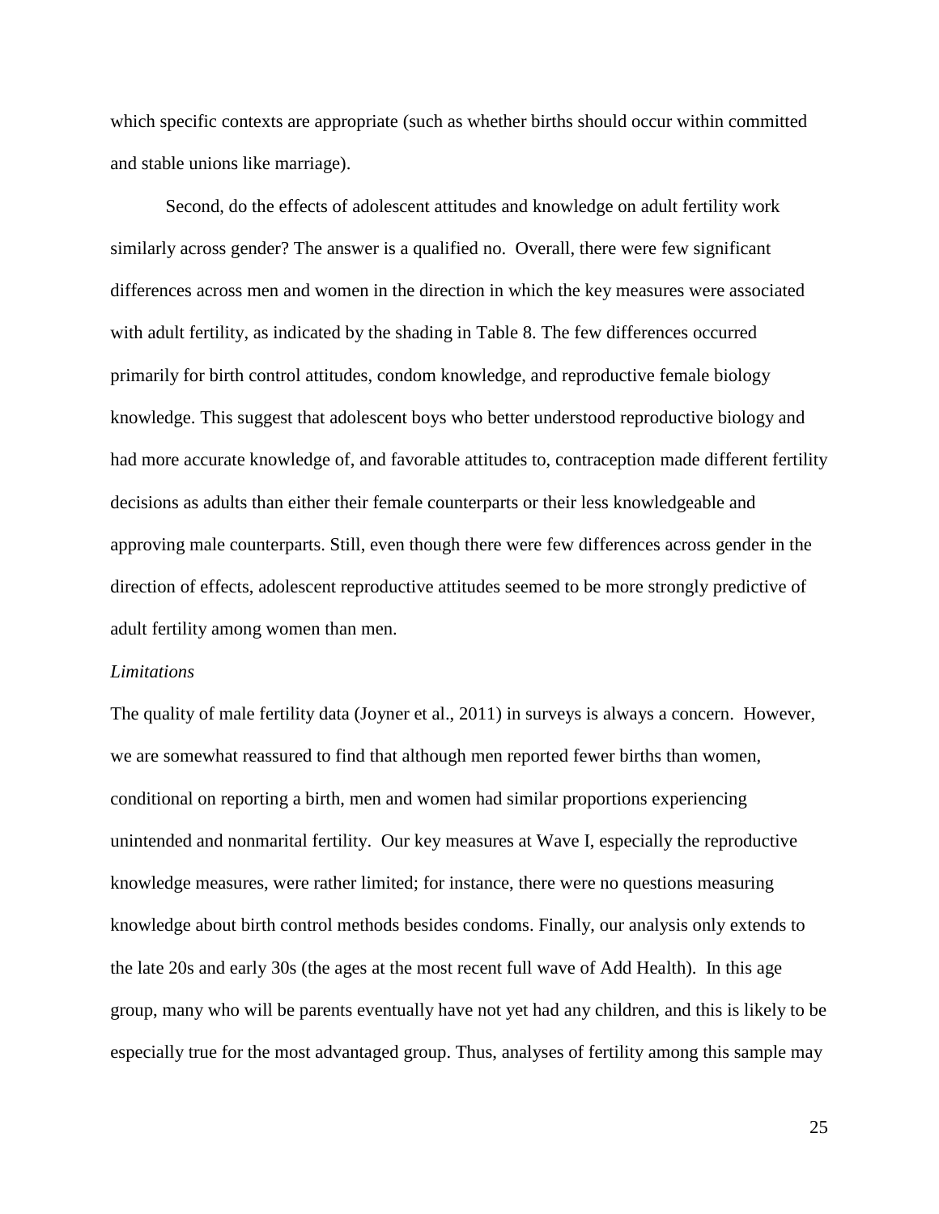which specific contexts are appropriate (such as whether births should occur within committed and stable unions like marriage).

Second, do the effects of adolescent attitudes and knowledge on adult fertility work similarly across gender? The answer is a qualified no. Overall, there were few significant differences across men and women in the direction in which the key measures were associated with adult fertility, as indicated by the shading in Table 8. The few differences occurred primarily for birth control attitudes, condom knowledge, and reproductive female biology knowledge. This suggest that adolescent boys who better understood reproductive biology and had more accurate knowledge of, and favorable attitudes to, contraception made different fertility decisions as adults than either their female counterparts or their less knowledgeable and approving male counterparts. Still, even though there were few differences across gender in the direction of effects, adolescent reproductive attitudes seemed to be more strongly predictive of adult fertility among women than men.

*Limitations*

The quality of male fertility data (Joyner et al., 2011) in surveys is always a concern. However, we are somewhat reassured to find that although men reported fewer births than women, conditional on reporting a birth, men and women had similar proportions experiencing unintended and nonmarital fertility. Our key measures at Wave I, especially the reproductive knowledge measures, were rather limited; for instance, there were no questions measuring knowledge about birth control methods besides condoms. Finally, our analysis only extends to the late 20s and early 30s (the ages at the most recent full wave of Add Health). In this age group, many who will be parents eventually have not yet had any children, and this is likely to be especially true for the most advantaged group. Thus, analyses of fertility among this sample may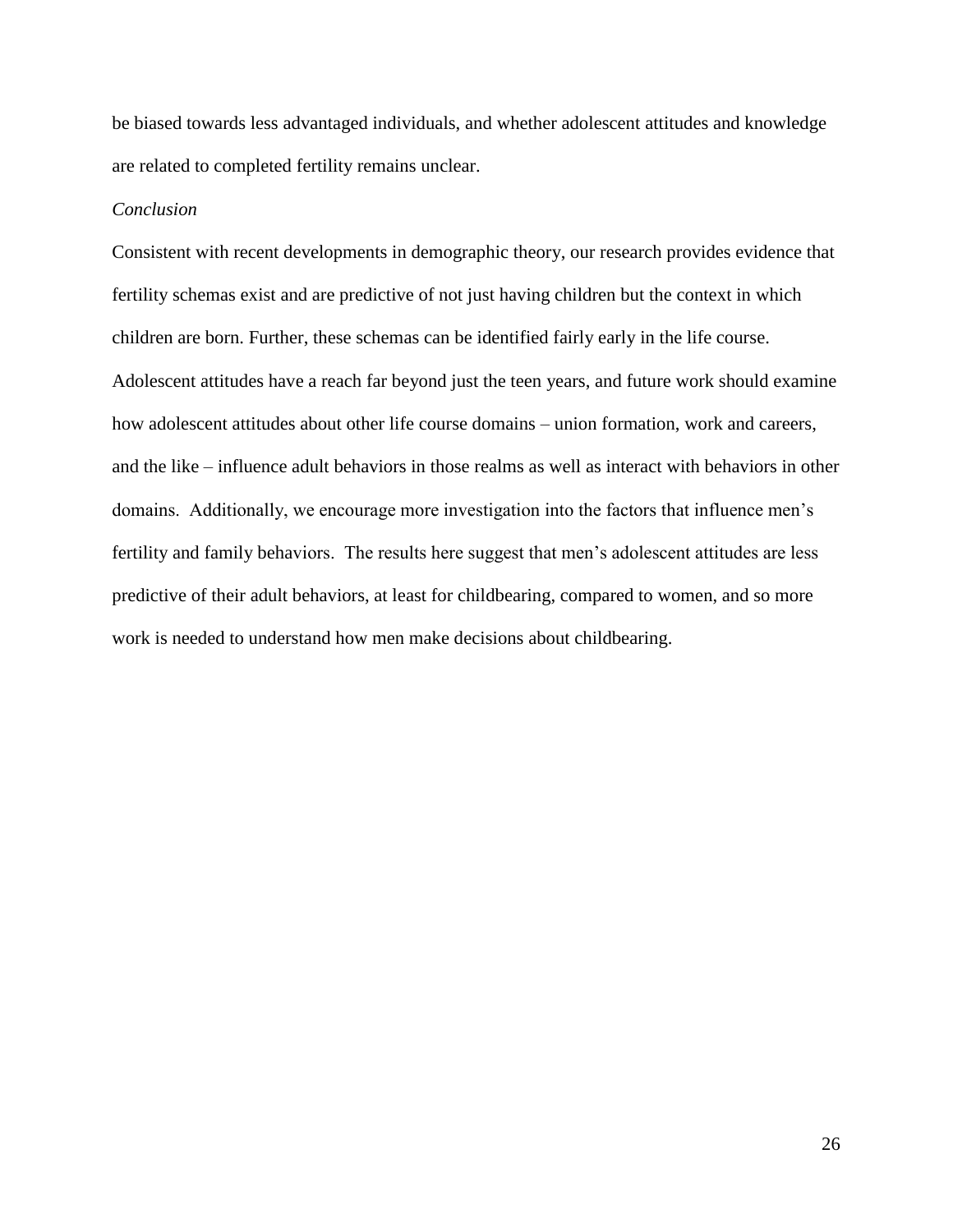be biased towards less advantaged individuals, and whether adolescent attitudes and knowledge are related to completed fertility remains unclear.

*Conclusion*

Consistent with recent developments in demographic theory, our research provides evidence that fertility schemas exist and are predictive of not just having children but the context in which children are born. Further, these schemas can be identified fairly early in the life course. Adolescent attitudes have a reach far beyond just the teen years, and future work should examine how adolescent attitudes about other life course domains – union formation, work and careers, and the like – influence adult behaviors in those realms as well as interact with behaviors in other domains. Additionally, we encourage more investigation into the factors that influence men's fertility and family behaviors. The results here suggest that men's adolescent attitudes are less predictive of their adult behaviors, at least for childbearing, compared to women, and so more work is needed to understand how men make decisions about childbearing.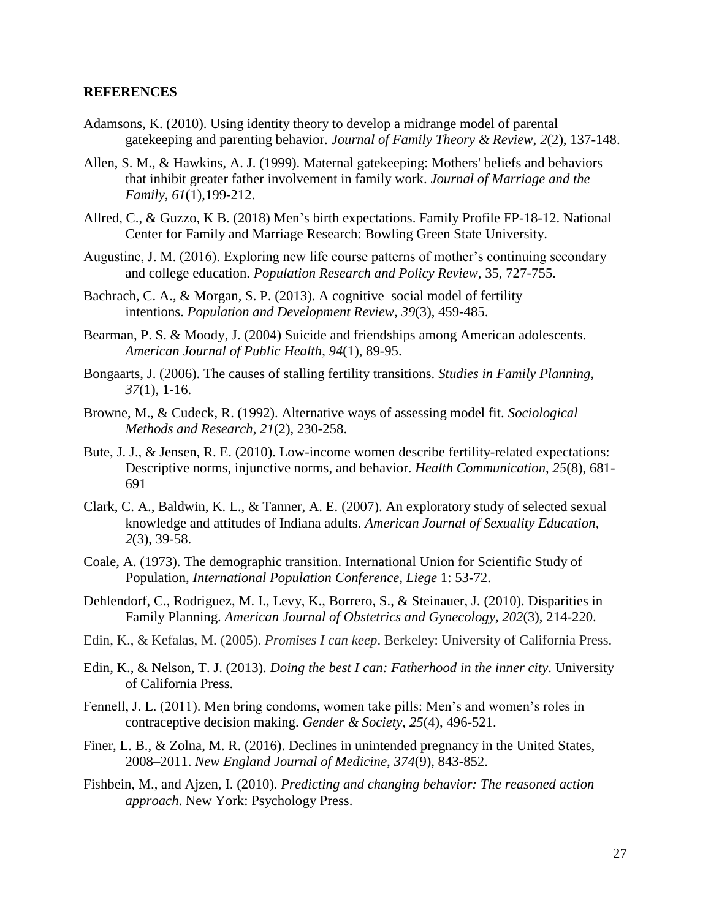## REFERENCES

Adamsons, K. (2010). Using identity theory to develop a midrange model of parental gatekeeping and parenting behavior. *Journal of Family Theory & Review*, *2*(2), 137-148.

Allen, S. M., & Hawkins, A. J. (1999). Maternal gatekeeping: Mothers' beliefs and behaviors that inhibit greater father involvement in family work. *Journal of Marriage and the Family*, *61*(1),199-212.

Allred, C., & Guzzo, K B. (2018) Men's birth expectations. Family Profile FP-18-12. National Center for Family and Marriage Research: Bowling Green State University.

Augustine, J. M. (2016). Exploring new life course patterns of mother's continuing secondary and college education. *Population Research and Policy Review*, 35, 727-755.

Bachrach, C. A., & Morgan, S. P. (2013). A cognitive–social model of fertility intentions. *Population and Development Review*, *39*(3), 459-485.

Bearman, P. S. & Moody, J. (2004) Suicide and friendships among American adolescents. *American Journal of Public Health*, *94*(1), 89-95.

Bongaarts, J. (2006). The causes of stalling fertility transitions. *Studies in Family Planning*, *37*(1), 1-16.

Browne, M., & Cudeck, R. (1992). Alternative ways of assessing model fit. *Sociological Methods and Research*, *21*(2), 230-258.

Bute, J. J., & Jensen, R. E. (2010). Low-income women describe fertility-related expectations: Descriptive norms, injunctive norms, and behavior. *Health Communication*, *25*(8), 681-691

Clark, C. A., Baldwin, K. L., & Tanner, A. E. (2007). An exploratory study of selected sexual knowledge and attitudes of Indiana adults. *American Journal of Sexuality Education*, *2*(3), 39-58.

Coale, A. (1973). The demographic transition. International Union for Scientific Study of Population, *International Population Conference, Liege* 1: 53-72.

Dehlendorf, C., Rodriguez, M. I., Levy, K., Borrero, S., & Steinauer, J. (2010). Disparities in Family Planning. *American Journal of Obstetrics and Gynecology*, *202*(3), 214-220.

Edin, K., & Kefalas, M. (2005). *Promises I can keep*. Berkeley: University of California Press.

Edin, K., & Nelson, T. J. (2013). *Doing the best I can: Fatherhood in the inner city*. University of California Press.

Fennell, J. L. (2011). Men bring condoms, women take pills: Men's and women's roles in contraceptive decision making. *Gender & Society*, *25*(4), 496-521.

Finer, L. B., & Zolna, M. R. (2016). Declines in unintended pregnancy in the United States, 2008–2011. *New England Journal of Medicine*, *374*(9), 843-852.

Fishbein, M., and Ajzen, I. (2010). *Predicting and changing behavior: The reasoned action approach*. New York: Psychology Press.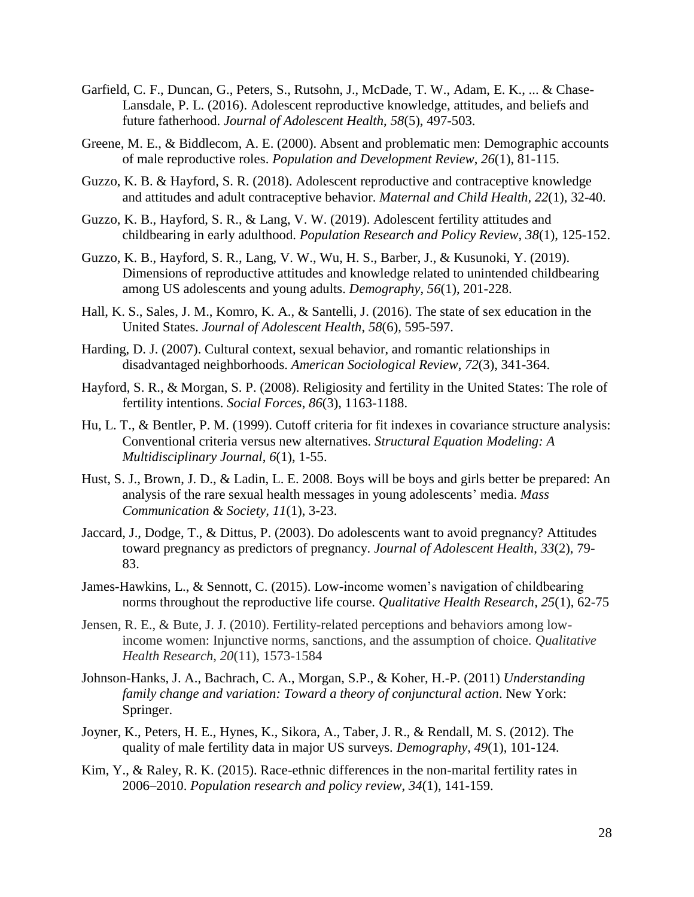Garfield, C. F., Duncan, G., Peters, S., Rutsohn, J., McDade, T. W., Adam, E. K., ... & Chase-Lansdale, P. L. (2016). Adolescent reproductive knowledge, attitudes, and beliefs and future fatherhood. *Journal of Adolescent Health*, *58*(5), 497-503.

Greene, M. E., & Biddlecom, A. E. (2000). Absent and problematic men: Demographic accounts of male reproductive roles. *Population and Development Review*, *26*(1), 81-115.

Guzzo, K. B. & Hayford, S. R. (2018). Adolescent reproductive and contraceptive knowledge and attitudes and adult contraceptive behavior. *Maternal and Child Health, 22*(1), 32-40.

Guzzo, K. B., Hayford, S. R., & Lang, V. W. (2019). Adolescent fertility attitudes and childbearing in early adulthood. *Population Research and Policy Review*, *38*(1), 125-152.

Guzzo, K. B., Hayford, S. R., Lang, V. W., Wu, H. S., Barber, J., & Kusunoki, Y. (2019). Dimensions of reproductive attitudes and knowledge related to unintended childbearing among US adolescents and young adults. *Demography*, *56*(1), 201-228.

Hall, K. S., Sales, J. M., Komro, K. A., & Santelli, J. (2016). The state of sex education in the United States. *Journal of Adolescent Health*, *58*(6), 595-597.

Harding, D. J. (2007). Cultural context, sexual behavior, and romantic relationships in disadvantaged neighborhoods. *American Sociological Review*, *72*(3), 341-364.

Hayford, S. R., & Morgan, S. P. (2008). Religiosity and fertility in the United States: The role of fertility intentions. *Social Forces*, *86*(3), 1163-1188.

Hu, L. T., & Bentler, P. M. (1999). Cutoff criteria for fit indexes in covariance structure analysis: Conventional criteria versus new alternatives. *Structural Equation Modeling: A Multidisciplinary Journal*, *6*(1), 1-55.

Hust, S. J., Brown, J. D., & Ladin, L. E. 2008. Boys will be boys and girls better be prepared: An analysis of the rare sexual health messages in young adolescents' media. *Mass Communication & Society, 11*(1), 3-23.

Jaccard, J., Dodge, T., & Dittus, P. (2003). Do adolescents want to avoid pregnancy? Attitudes toward pregnancy as predictors of pregnancy. *Journal of Adolescent Health*, *33*(2), 79-83.

James-Hawkins, L., & Sennott, C. (2015). Low-income women's navigation of childbearing norms throughout the reproductive life course. *Qualitative Health Research*, *25*(1), 62-75

Jensen, R. E., & Bute, J. J. (2010). Fertility-related perceptions and behaviors among low-income women: Injunctive norms, sanctions, and the assumption of choice. *Qualitative Health Research*, *20*(11), 1573-1584

Johnson-Hanks, J. A., Bachrach, C. A., Morgan, S.P., & Koher, H.-P. (2011) *Understanding family change and variation: Toward a theory of conjunctural action*. New York: Springer.

Joyner, K., Peters, H. E., Hynes, K., Sikora, A., Taber, J. R., & Rendall, M. S. (2012). The quality of male fertility data in major US surveys. *Demography*, *49*(1), 101-124.

Kim, Y., & Raley, R. K. (2015). Race-ethnic differences in the non-marital fertility rates in 2006–2010. *Population research and policy review*, *34*(1), 141-159.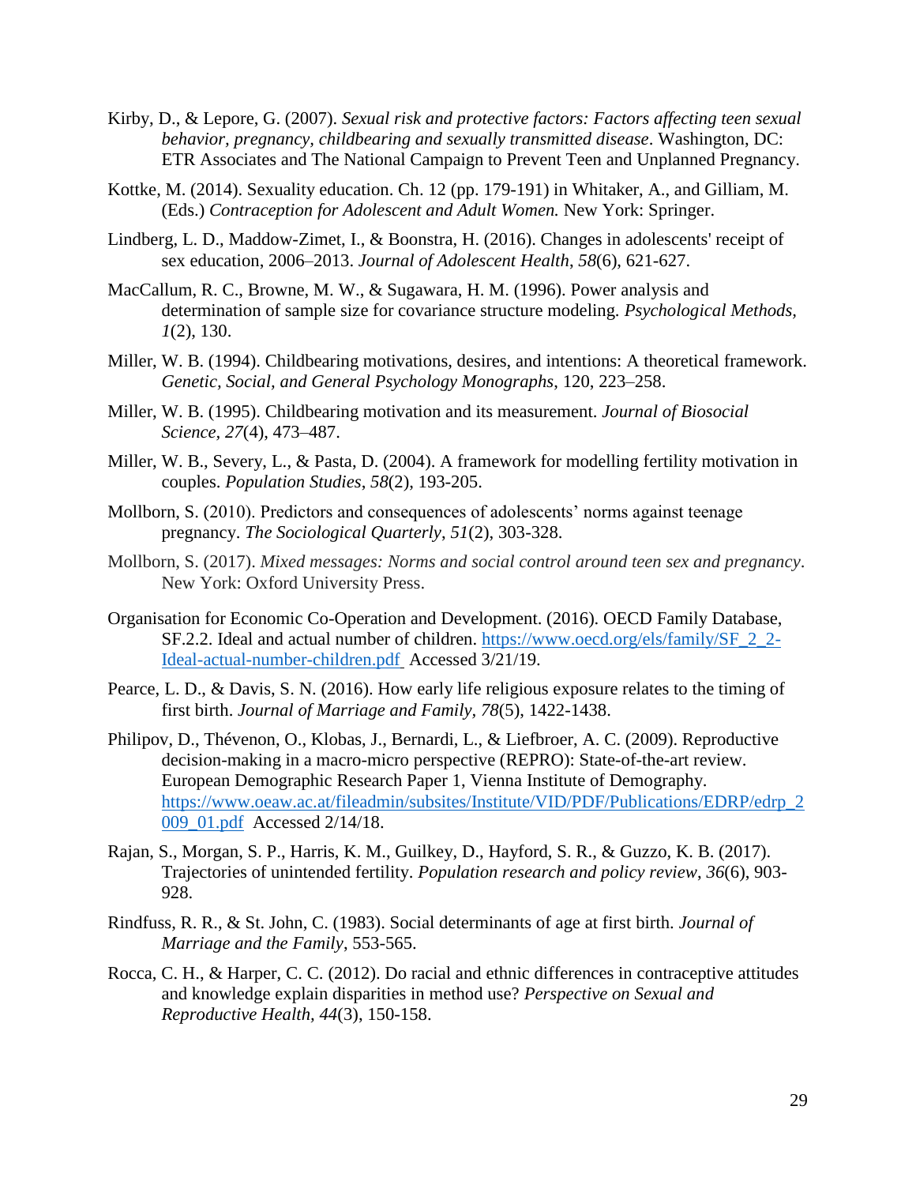Kirby, D., & Lepore, G. (2007). *Sexual risk and protective factors: Factors affecting teen sexual behavior, pregnancy, childbearing and sexually transmitted disease*. Washington, DC: ETR Associates and The National Campaign to Prevent Teen and Unplanned Pregnancy.

Kottke, M. (2014). Sexuality education. Ch. 12 (pp. 179-191) in Whitaker, A., and Gilliam, M. (Eds.) *Contraception for Adolescent and Adult Women.* New York: Springer.

Lindberg, L. D., Maddow-Zimet, I., & Boonstra, H. (2016). Changes in adolescents' receipt of sex education, 2006–2013. *Journal of Adolescent Health*, *58*(6), 621-627.

MacCallum, R. C., Browne, M. W., & Sugawara, H. M. (1996). Power analysis and determination of sample size for covariance structure modeling. *Psychological Methods, 1*(2), 130.

Miller, W. B. (1994). Childbearing motivations, desires, and intentions: A theoretical framework. *Genetic, Social, and General Psychology Monographs*, 120, 223–258.

Miller, W. B. (1995). Childbearing motivation and its measurement. *Journal of Biosocial Science, 27*(4), 473–487.

Miller, W. B., Severy, L., & Pasta, D. (2004). A framework for modelling fertility motivation in couples. *Population Studies*, *58*(2), 193-205.

Mollborn, S. (2010). Predictors and consequences of adolescents' norms against teenage pregnancy. *The Sociological Quarterly*, *51*(2), 303-328.

Mollborn, S. (2017). *Mixed messages: Norms and social control around teen sex and pregnancy*. New York: Oxford University Press.

Organisation for Economic Co-Operation and Development. (2016). OECD Family Database, SF.2.2. Ideal and actual number of children. https://www.oecd.org/els/family/SF_2_2-Ideal-actual-number-children.pdf Accessed 3/21/19.

Pearce, L. D., & Davis, S. N. (2016). How early life religious exposure relates to the timing of first birth. *Journal of Marriage and Family, 78*(5), 1422-1438.

Philipov, D., Thévenon, O., Klobas, J., Bernardi, L., & Liefbroer, A. C. (2009). Reproductive decision-making in a macro-micro perspective (REPRO): State-of-the-art review. European Demographic Research Paper 1, Vienna Institute of Demography. https://www.oeaw.ac.at/fileadmin/subsites/Institute/VID/PDF/Publications/EDRP/edrp_2009_01.pdf Accessed 2/14/18.

Rajan, S., Morgan, S. P., Harris, K. M., Guilkey, D., Hayford, S. R., & Guzzo, K. B. (2017). Trajectories of unintended fertility. *Population research and policy review*, *36*(6), 903-928.

Rindfuss, R. R., & St. John, C. (1983). Social determinants of age at first birth. *Journal of Marriage and the Family*, 553-565.

Rocca, C. H., & Harper, C. C. (2012). Do racial and ethnic differences in contraceptive attitudes and knowledge explain disparities in method use? *Perspective on Sexual and Reproductive Health, 44*(3), 150-158.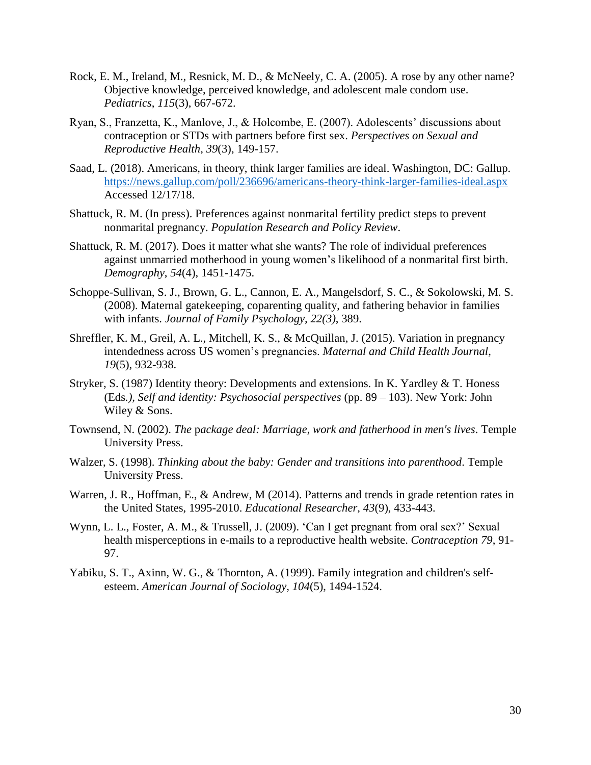Rock, E. M., Ireland, M., Resnick, M. D., & McNeely, C. A. (2005). A rose by any other name? Objective knowledge, perceived knowledge, and adolescent male condom use. *Pediatrics*, *115*(3), 667-672.

Ryan, S., Franzetta, K., Manlove, J., & Holcombe, E. (2007). Adolescents' discussions about contraception or STDs with partners before first sex. *Perspectives on Sexual and Reproductive Health*, *39*(3), 149-157.

Saad, L. (2018). Americans, in theory, think larger families are ideal. Washington, DC: Gallup. https://news.gallup.com/poll/236696/americans-theory-think-larger-families-ideal.aspx Accessed 12/17/18.

Shattuck, R. M. (In press). Preferences against nonmarital fertility predict steps to prevent nonmarital pregnancy. *Population Research and Policy Review*.

Shattuck, R. M. (2017). Does it matter what she wants? The role of individual preferences against unmarried motherhood in young women's likelihood of a nonmarital first birth. *Demography*, *54*(4), 1451-1475.

Schoppe-Sullivan, S. J., Brown, G. L., Cannon, E. A., Mangelsdorf, S. C., & Sokolowski, M. S. (2008). Maternal gatekeeping, coparenting quality, and fathering behavior in families with infants. *Journal of Family Psychology, 22(3)*, 389.

Shreffler, K. M., Greil, A. L., Mitchell, K. S., & McQuillan, J. (2015). Variation in pregnancy intendedness across US women's pregnancies. *Maternal and Child Health Journal*, *19*(5), 932-938.

Stryker, S. (1987) Identity theory: Developments and extensions. In K. Yardley & T. Honess (Eds*.), Self and identity: Psychosocial perspectives* (pp. 89 – 103). New York: John Wiley & Sons.

Townsend, N. (2002). *The package deal: Marriage, work and fatherhood in men's lives*. Temple University Press.

Walzer, S. (1998). *Thinking about the baby: Gender and transitions into parenthood*. Temple University Press.

Warren, J. R., Hoffman, E., & Andrew, M (2014). Patterns and trends in grade retention rates in the United States, 1995-2010. *Educational Researcher, 43*(9), 433-443.

Wynn, L. L., Foster, A. M., & Trussell, J. (2009). 'Can I get pregnant from oral sex?' Sexual health misperceptions in e-mails to a reproductive health website. *Contraception 79*, 91-97.

Yabiku, S. T., Axinn, W. G., & Thornton, A. (1999). Family integration and children's self-esteem. *American Journal of Sociology, 104*(5), 1494-1524.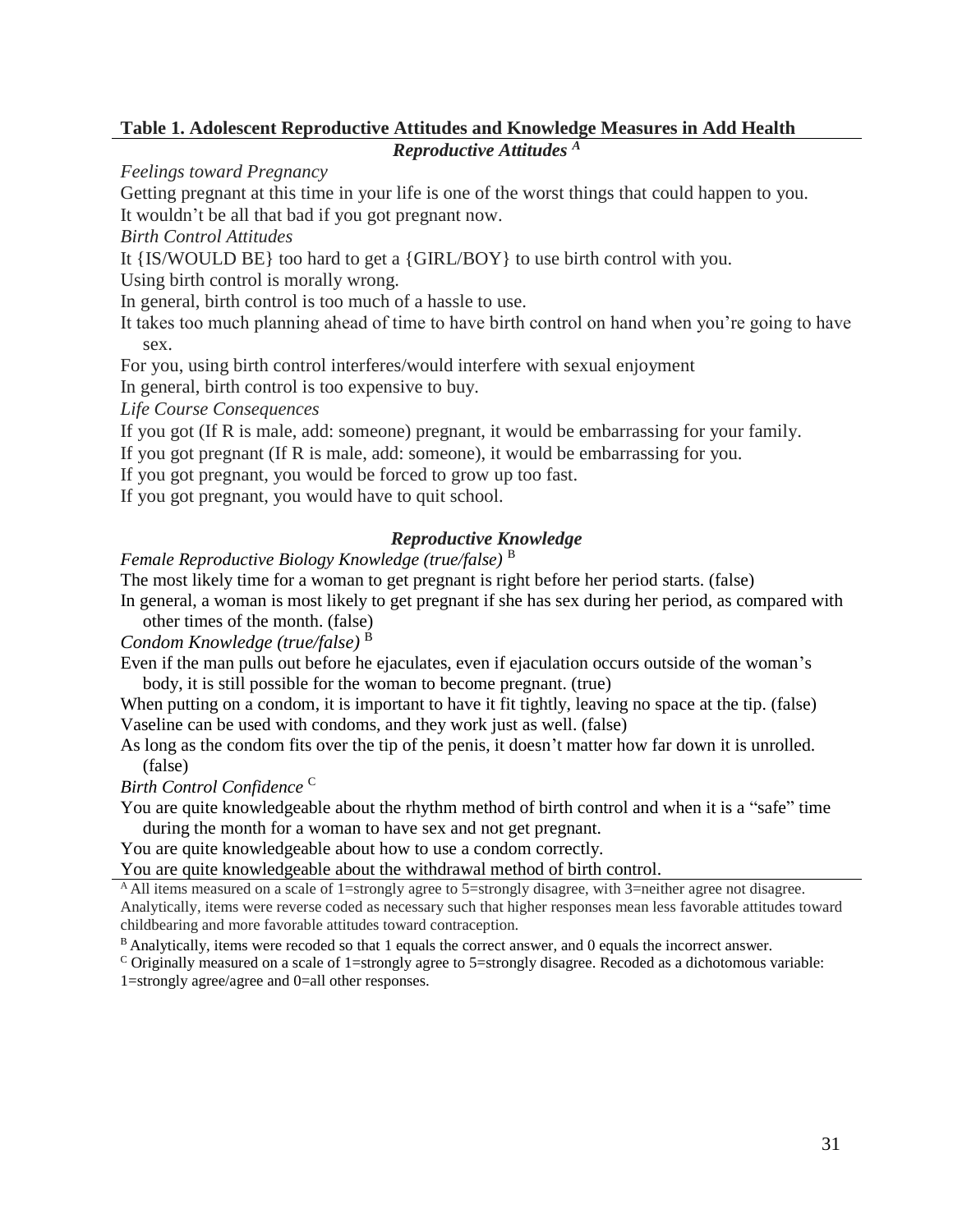**Table 1. Adolescent Reproductive Attitudes and Knowledge Measures in Add Health**

***Reproductive Attitudes*** [A]

*Feelings toward Pregnancy*

Getting pregnant at this time in your life is one of the worst things that could happen to you.

It wouldn't be all that bad if you got pregnant now.

*Birth Control Attitudes*

It {IS/WOULD BE} too hard to get a {GIRL/BOY} to use birth control with you.

Using birth control is morally wrong.

In general, birth control is too much of a hassle to use.

It takes too much planning ahead of time to have birth control on hand when you're going to have sex.

For you, using birth control interferes/would interfere with sexual enjoyment

In general, birth control is too expensive to buy.

*Life Course Consequences*

If you got (If R is male, add: someone) pregnant, it would be embarrassing for your family.

If you got pregnant (If R is male, add: someone), it would be embarrassing for you.

If you got pregnant, you would be forced to grow up too fast.

If you got pregnant, you would have to quit school.

***Reproductive Knowledge***

*Female Reproductive Biology Knowledge (true/false)* [B]

The most likely time for a woman to get pregnant is right before her period starts. (false)

In general, a woman is most likely to get pregnant if she has sex during her period, as compared with other times of the month. (false)

*Condom Knowledge (true/false)* [B]

Even if the man pulls out before he ejaculates, even if ejaculation occurs outside of the woman's body, it is still possible for the woman to become pregnant. (true)

When putting on a condom, it is important to have it fit tightly, leaving no space at the tip. (false)

Vaseline can be used with condoms, and they work just as well. (false)

As long as the condom fits over the tip of the penis, it doesn't matter how far down it is unrolled. (false)

*Birth Control Confidence* [C]

You are quite knowledgeable about the rhythm method of birth control and when it is a "safe" time during the month for a woman to have sex and not get pregnant.

You are quite knowledgeable about how to use a condom correctly.

You are quite knowledgeable about the withdrawal method of birth control.

[A] All items measured on a scale of 1=strongly agree to 5=strongly disagree, with 3=neither agree not disagree. Analytically, items were reverse coded as necessary such that higher responses mean less favorable attitudes toward childbearing and more favorable attitudes toward contraception.

[B] Analytically, items were recoded so that 1 equals the correct answer, and 0 equals the incorrect answer.

[C] Originally measured on a scale of 1=strongly agree to 5=strongly disagree. Recoded as a dichotomous variable: 1=strongly agree/agree and 0=all other responses.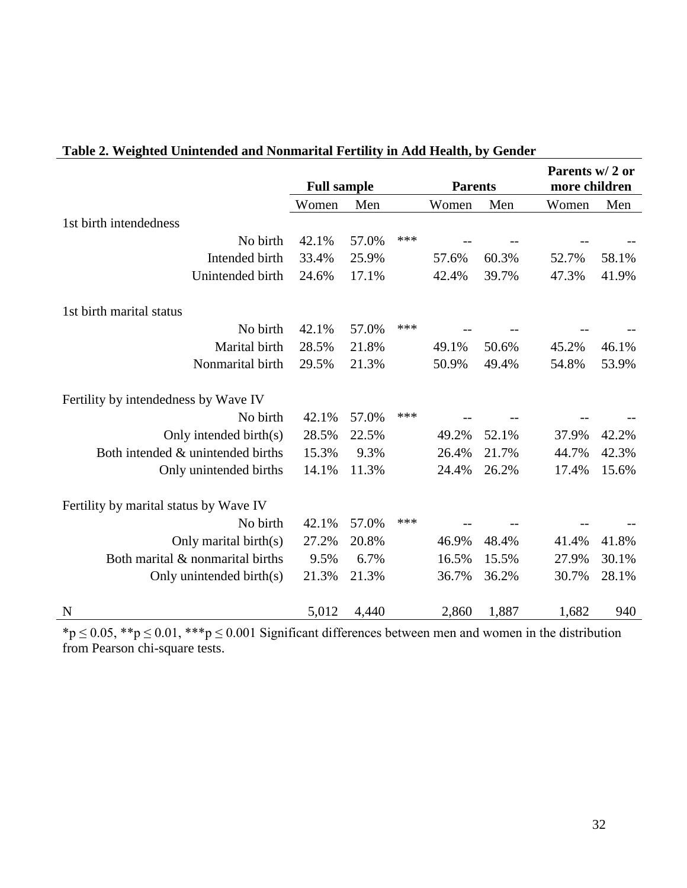**Table 2. Weighted Unintended and Nonmarital Fertility in Add Health, by Gender**

| | Full sample | | | Parents | | Parents w/ 2 or more children | |
|---|---|---|---|---|---|---|---|
| | Women | Men | | Women | Men | Women | Men |
| 1st birth intendedness | | | | | | | |
| No birth | 42.1% | 57.0% | *** | -- | -- | -- | -- |
| Intended birth | 33.4% | 25.9% | | 57.6% | 60.3% | 52.7% | 58.1% |
| Unintended birth | 24.6% | 17.1% | | 42.4% | 39.7% | 47.3% | 41.9% |
| | | | | | | | |
| 1st birth marital status | | | | | | | |
| No birth | 42.1% | 57.0% | *** | -- | -- | -- | -- |
| Marital birth | 28.5% | 21.8% | | 49.1% | 50.6% | 45.2% | 46.1% |
| Nonmarital birth | 29.5% | 21.3% | | 50.9% | 49.4% | 54.8% | 53.9% |
| | | | | | | | |
| Fertility by intendedness by Wave IV | | | | | | | |
| No birth | 42.1% | 57.0% | *** | -- | -- | -- | -- |
| Only intended birth(s) | 28.5% | 22.5% | | 49.2% | 52.1% | 37.9% | 42.2% |
| Both intended & unintended births | 15.3% | 9.3% | | 26.4% | 21.7% | 44.7% | 42.3% |
| Only unintended births | 14.1% | 11.3% | | 24.4% | 26.2% | 17.4% | 15.6% |
| | | | | | | | |
| Fertility by marital status by Wave IV | | | | | | | |
| No birth | 42.1% | 57.0% | *** | -- | -- | -- | -- |
| Only marital birth(s) | 27.2% | 20.8% | | 46.9% | 48.4% | 41.4% | 41.8% |
| Both marital & nonmarital births | 9.5% | 6.7% | | 16.5% | 15.5% | 27.9% | 30.1% |
| Only unintended birth(s) | 21.3% | 21.3% | | 36.7% | 36.2% | 30.7% | 28.1% |
| | | | | | | | |
| N | 5,012 | 4,440 | | 2,860 | 1,887 | 1,682 | 940 |

*$p \leq 0.05$, **$p \leq 0.01$, ***$p \leq 0.001$ Significant differences between men and women in the distribution from Pearson chi-square tests.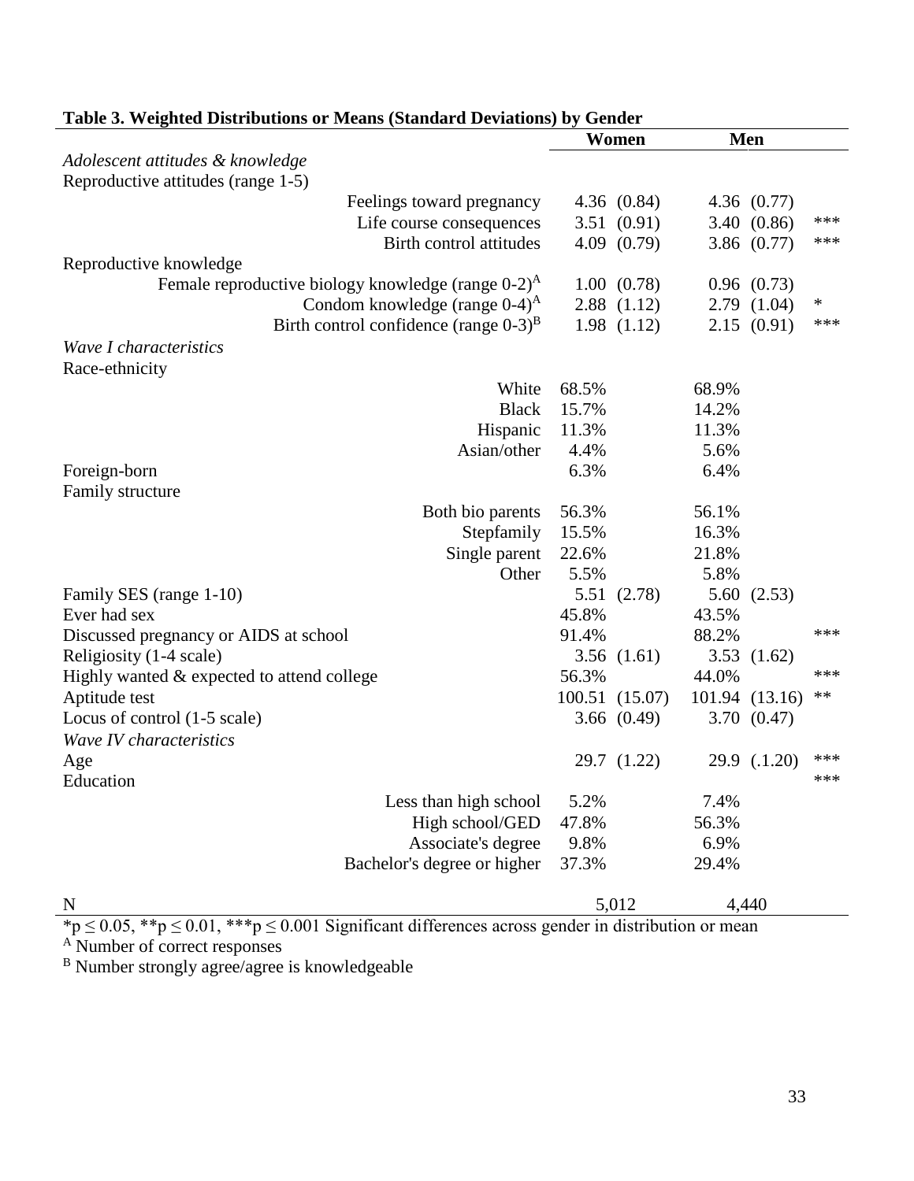**Table 3. Weighted Distributions or Means (Standard Deviations) by Gender**

| | Women | Men | |
|---|---|---|---|
| *Adolescent attitudes & knowledge* | | | |
| Reproductive attitudes (range 1-5) | | | |
| Feelings toward pregnancy | 4.36 (0.84) | 4.36 (0.77) | |
| Life course consequences | 3.51 (0.91) | 3.40 (0.86) | *** |
| Birth control attitudes | 4.09 (0.79) | 3.86 (0.77) | *** |
| Reproductive knowledge | | | |
| Female reproductive biology knowledge (range 0-2)[A] | 1.00 (0.78) | 0.96 (0.73) | |
| Condom knowledge (range 0-4)[A] | 2.88 (1.12) | 2.79 (1.04) | * |
| Birth control confidence (range 0-3)[B] | 1.98 (1.12) | 2.15 (0.91) | *** |
| *Wave I characteristics* | | | |
| Race-ethnicity | | | |
| White | 68.5% | 68.9% | |
| Black | 15.7% | 14.2% | |
| Hispanic | 11.3% | 11.3% | |
| Asian/other | 4.4% | 5.6% | |
| Foreign-born | 6.3% | 6.4% | |
| Family structure | | | |
| Both bio parents | 56.3% | 56.1% | |
| Stepfamily | 15.5% | 16.3% | |
| Single parent | 22.6% | 21.8% | |
| Other | 5.5% | 5.8% | |
| Family SES (range 1-10) | 5.51 (2.78) | 5.60 (2.53) | |
| Ever had sex | 45.8% | 43.5% | |
| Discussed pregnancy or AIDS at school | 91.4% | 88.2% | *** |
| Religiosity (1-4 scale) | 3.56 (1.61) | 3.53 (1.62) | |
| Highly wanted & expected to attend college | 56.3% | 44.0% | *** |
| Aptitude test | 100.51 (15.07) | 101.94 (13.16) | ** |
| Locus of control (1-5 scale) | 3.66 (0.49) | 3.70 (0.47) | |
| *Wave IV characteristics* | | | |
| Age | 29.7 (1.22) | 29.9 (.1.20) | *** |
| Education | | | *** |
| Less than high school | 5.2% | 7.4% | |
| High school/GED | 47.8% | 56.3% | |
| Associate's degree | 9.8% | 6.9% | |
| Bachelor's degree or higher | 37.3% | 29.4% | |
| N | 5,012 | 4,440 | |

*$p \leq 0.05$, **$p \leq 0.01$, ***$p \leq 0.001$ Significant differences across gender in distribution or mean

[A] Number of correct responses

[B] Number strongly agree/agree is knowledgeable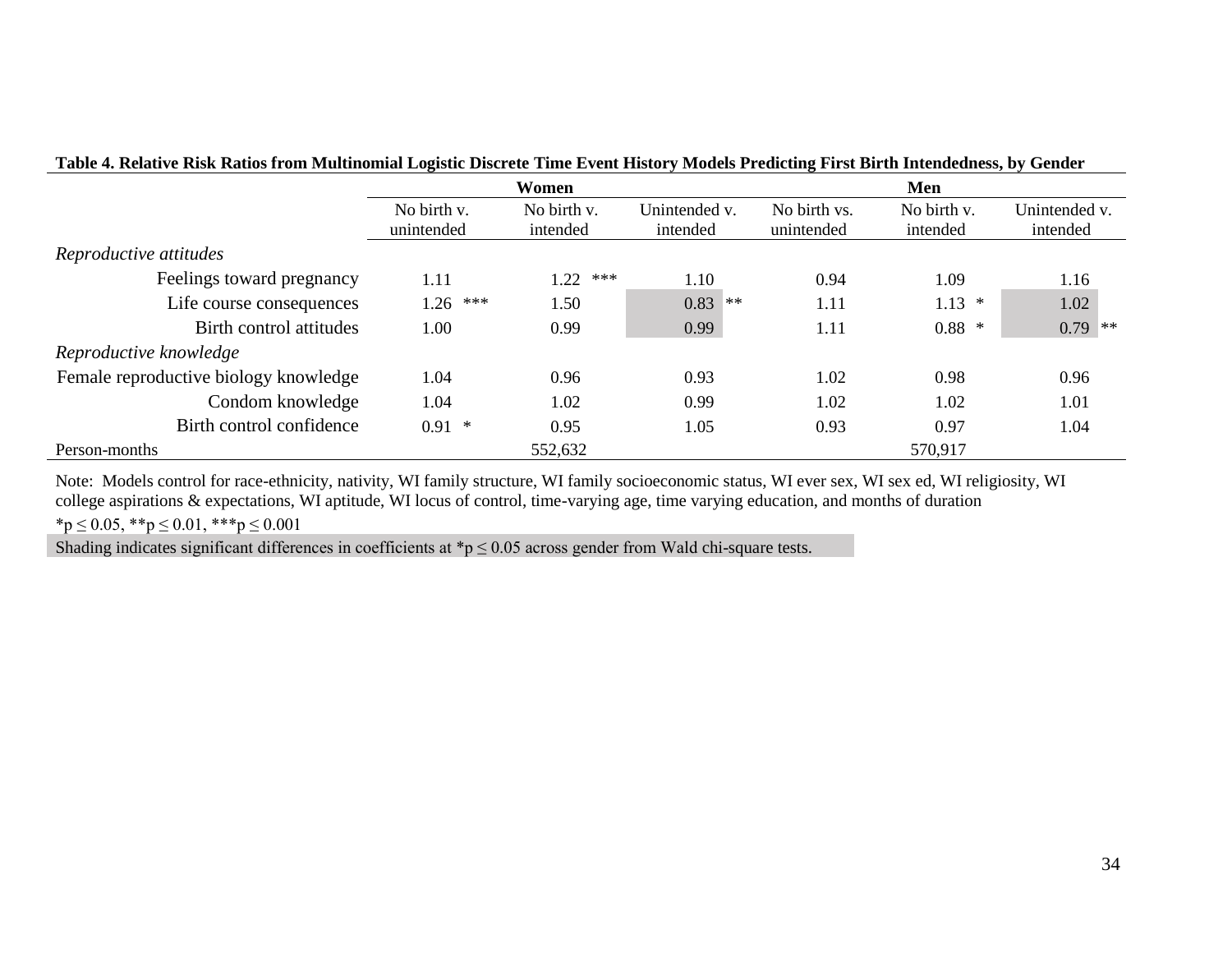**Table 4. Relative Risk Ratios from Multinomial Logistic Discrete Time Event History Models Predicting First Birth Intendedness, by Gender**

| | Women | | | Men | | |
|---|---|---|---|---|---|---|
| | No birth v. unintended | No birth v. intended | Unintended v. intended | No birth vs. unintended | No birth v. intended | Unintended v. intended |
| *Reproductive attitudes* | | | | | | |
| Feelings toward pregnancy | 1.11 | 1.22 *** | 1.10 | 0.94 | 1.09 | 1.16 |
| Life course consequences | 1.26 *** | 1.50 | 0.83 ** | 1.11 | 1.13 * | 1.02 |
| Birth control attitudes | 1.00 | 0.99 | 0.99 | 1.11 | 0.88 * | 0.79 ** |
| *Reproductive knowledge* | | | | | | |
| Female reproductive biology knowledge | 1.04 | 0.96 | 0.93 | 1.02 | 0.98 | 0.96 |
| Condom knowledge | 1.04 | 1.02 | 0.99 | 1.02 | 1.02 | 1.01 |
| Birth control confidence | 0.91 * | 0.95 | 1.05 | 0.93 | 0.97 | 1.04 |
| Person-months | | 552,632 | | | 570,917 | |

Note: Models control for race-ethnicity, nativity, WI family structure, WI family socioeconomic status, WI ever sex, WI sex ed, WI religiosity, WI college aspirations & expectations, WI aptitude, WI locus of control, time-varying age, time varying education, and months of duration

$*p \leq 0.05$, $**p \leq 0.01$, $***p \leq 0.001$

Shading indicates significant differences in coefficients at $*p \leq 0.05$ across gender from Wald chi-square tests.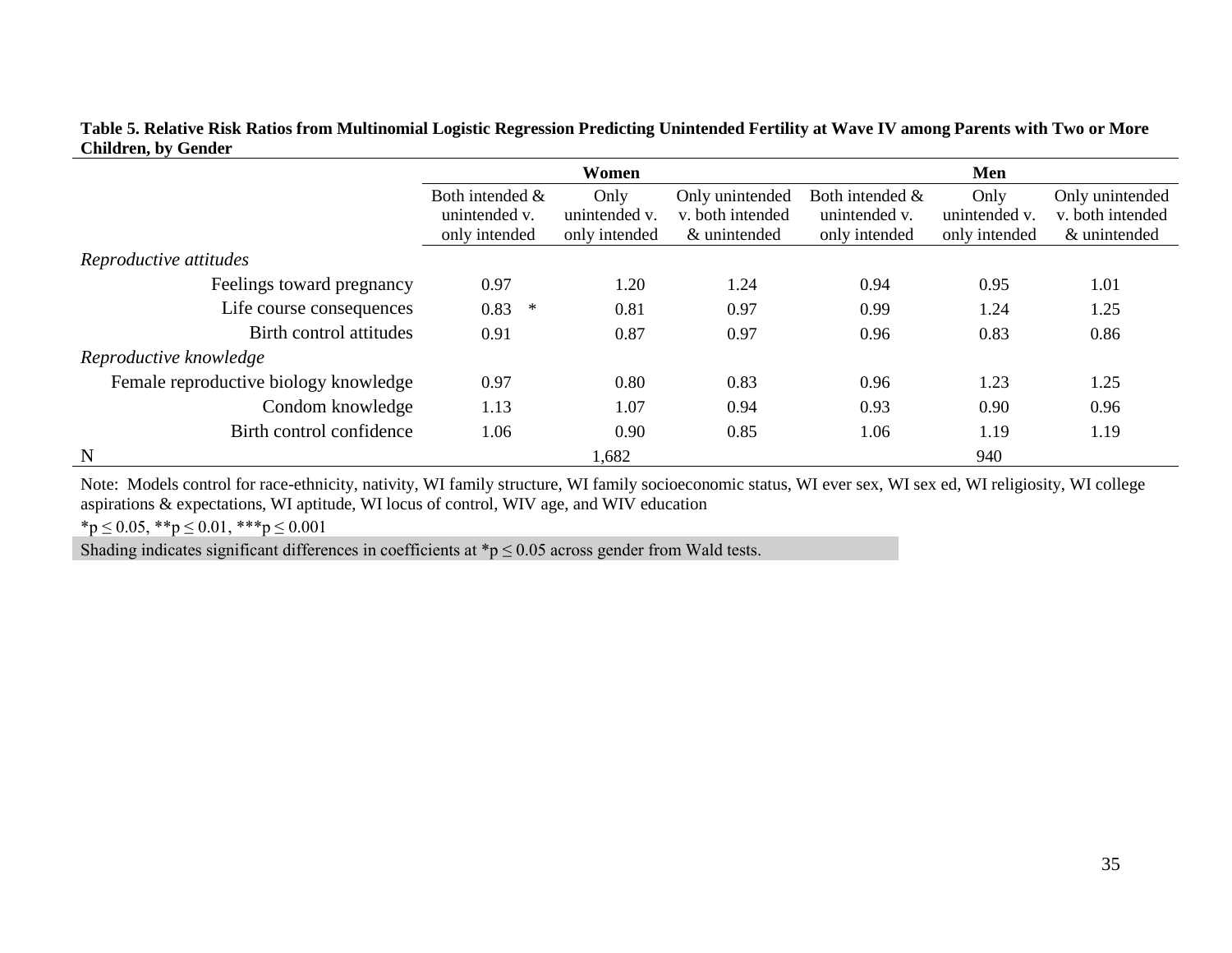**Table 5. Relative Risk Ratios from Multinomial Logistic Regression Predicting Unintended Fertility at Wave IV among Parents with Two or More Children, by Gender**

| | Women | | | Men | | |
|---|---|---|---|---|---|---|
| | Both intended & unintended v. only intended | Only unintended v. only intended | Only unintended v. both intended & unintended | Both intended & unintended v. only intended | Only unintended v. only intended | Only unintended v. both intended & unintended |
| *Reproductive attitudes* | | | | | | |
| Feelings toward pregnancy | 0.97 | 1.20 | 1.24 | 0.94 | 0.95 | 1.01 |
| Life course consequences | 0.83 * | 0.81 | 0.97 | 0.99 | 1.24 | 1.25 |
| Birth control attitudes | 0.91 | 0.87 | 0.97 | 0.96 | 0.83 | 0.86 |
| *Reproductive knowledge* | | | | | | |
| Female reproductive biology knowledge | 0.97 | 0.80 | 0.83 | 0.96 | 1.23 | 1.25 |
| Condom knowledge | 1.13 | 1.07 | 0.94 | 0.93 | 0.90 | 0.96 |
| Birth control confidence | 1.06 | 0.90 | 0.85 | 1.06 | 1.19 | 1.19 |
| N | | 1,682 | | | 940 | |

Note: Models control for race-ethnicity, nativity, WI family structure, WI family socioeconomic status, WI ever sex, WI sex ed, WI religiosity, WI college aspirations & expectations, WI aptitude, WI locus of control, WIV age, and WIV education

*p ≤ 0.05, **p ≤ 0.01, ***p ≤ 0.001

Shading indicates significant differences in coefficients at *p ≤ 0.05 across gender from Wald tests.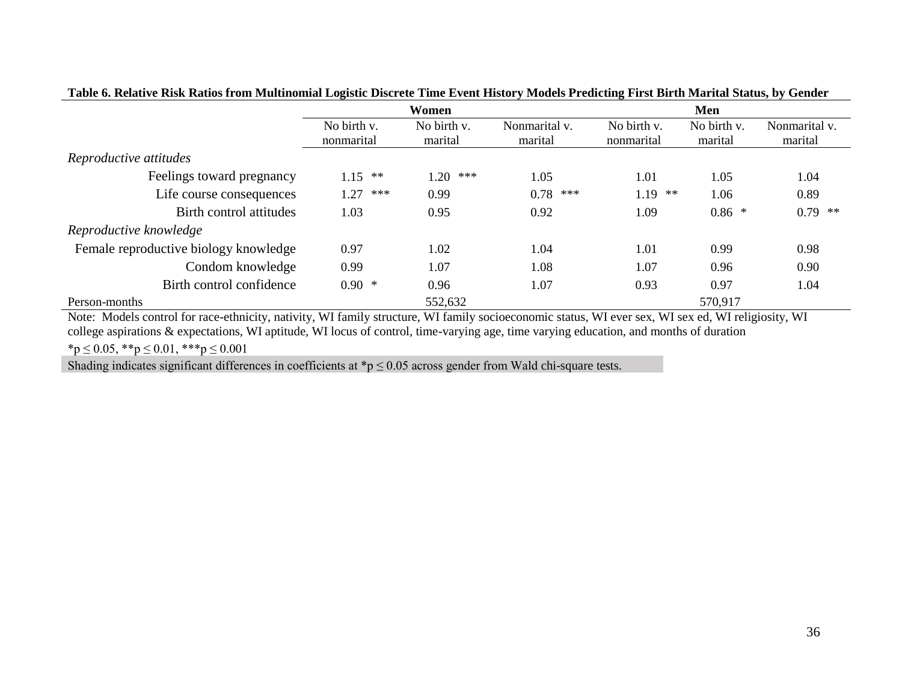**Table 6. Relative Risk Ratios from Multinomial Logistic Discrete Time Event History Models Predicting First Birth Marital Status, by Gender**

| | Women | | | Men | | |
|---|---|---|---|---|---|---|
| | No birth v. nonmarital | No birth v. marital | Nonmarital v. marital | No birth v. nonmarital | No birth v. marital | Nonmarital v. marital |
| *Reproductive attitudes* | | | | | | |
| Feelings toward pregnancy | 1.15 ** | 1.20 *** | 1.05 | 1.01 | 1.05 | 1.04 |
| Life course consequences | 1.27 *** | 0.99 | 0.78 *** | 1.19 ** | 1.06 | 0.89 |
| Birth control attitudes | 1.03 | 0.95 | 0.92 | 1.09 | 0.86 * | 0.79 ** |
| *Reproductive knowledge* | | | | | | |
| Female reproductive biology knowledge | 0.97 | 1.02 | 1.04 | 1.01 | 0.99 | 0.98 |
| Condom knowledge | 0.99 | 1.07 | 1.08 | 1.07 | 0.96 | 0.90 |
| Birth control confidence | 0.90 * | 0.96 | 1.07 | 0.93 | 0.97 | 1.04 |
| Person-months | | 552,632 | | | 570,917 | |

Note: Models control for race-ethnicity, nativity, WI family structure, WI family socioeconomic status, WI ever sex, WI sex ed, WI religiosity, WI college aspirations & expectations, WI aptitude, WI locus of control, time-varying age, time varying education, and months of duration

*p ≤ 0.05, **p ≤ 0.01, ***p ≤ 0.001

Shading indicates significant differences in coefficients at *p ≤ 0.05 across gender from Wald chi-square tests.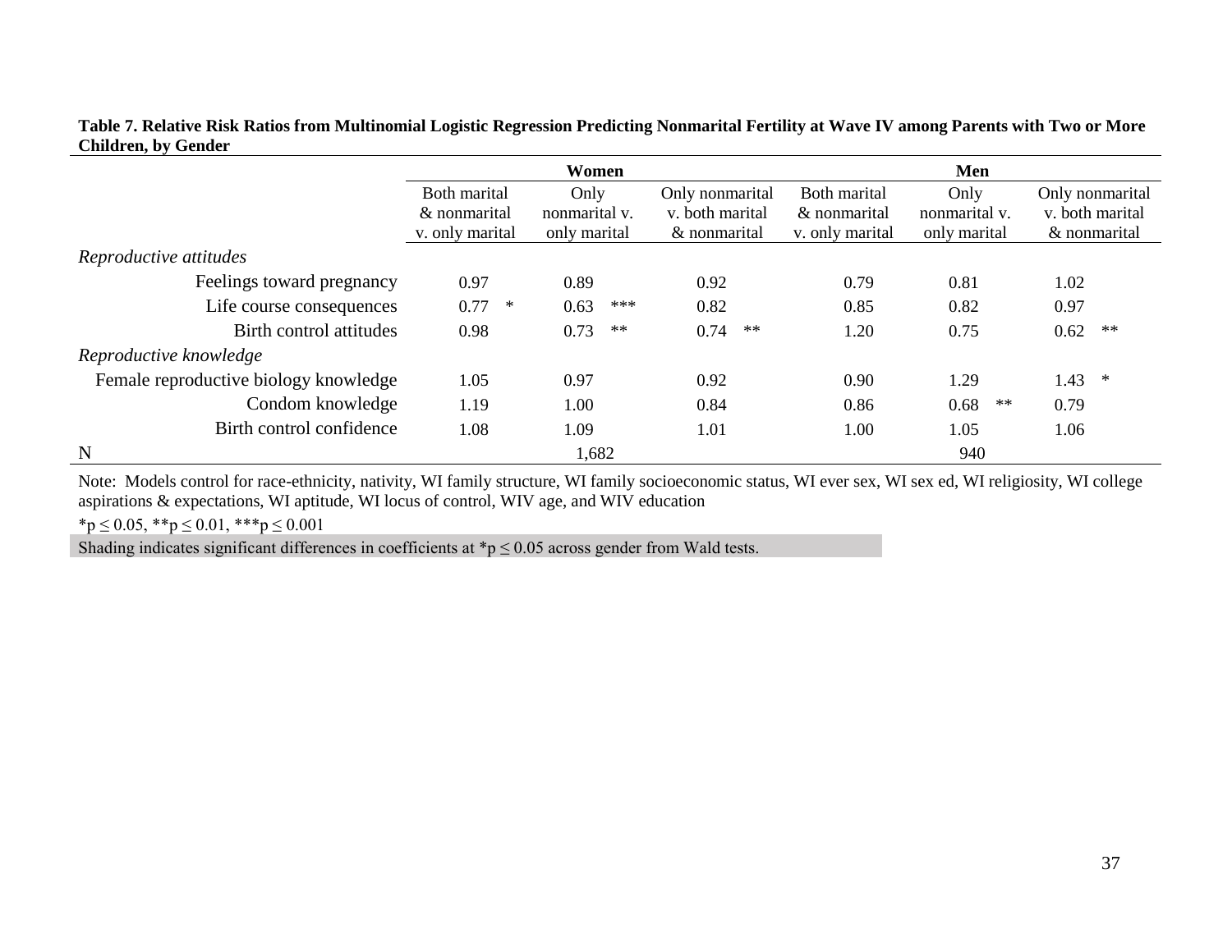**Table 7. Relative Risk Ratios from Multinomial Logistic Regression Predicting Nonmarital Fertility at Wave IV among Parents with Two or More Children, by Gender**

| | Women | | | Men | | |
|---|---|---|---|---|---|---|
| | Both marital & nonmarital v. only marital | Only nonmarital v. only marital | Only nonmarital v. both marital & nonmarital | Both marital & nonmarital v. only marital | Only nonmarital v. only marital | Only nonmarital v. both marital & nonmarital |
| *Reproductive attitudes* | | | | | | |
| Feelings toward pregnancy | 0.97 | 0.89 | 0.92 | 0.79 | 0.81 | 1.02 |
| Life course consequences | 0.77 * | 0.63 *** | 0.82 | 0.85 | 0.82 | 0.97 |
| Birth control attitudes | 0.98 | 0.73 ** | 0.74 ** | 1.20 | 0.75 | 0.62 ** |
| *Reproductive knowledge* | | | | | | |
| Female reproductive biology knowledge | 1.05 | 0.97 | 0.92 | 0.90 | 1.29 | 1.43 * |
| Condom knowledge | 1.19 | 1.00 | 0.84 | 0.86 | 0.68 ** | 0.79 |
| Birth control confidence | 1.08 | 1.09 | 1.01 | 1.00 | 1.05 | 1.06 |
| N | | 1,682 | | | 940 | |

Note: Models control for race-ethnicity, nativity, WI family structure, WI family socioeconomic status, WI ever sex, WI sex ed, WI religiosity, WI college aspirations & expectations, WI aptitude, WI locus of control, WIV age, and WIV education

*p ≤ 0.05, **p ≤ 0.01, ***p ≤ 0.001

Shading indicates significant differences in coefficients at *p ≤ 0.05 across gender from Wald tests.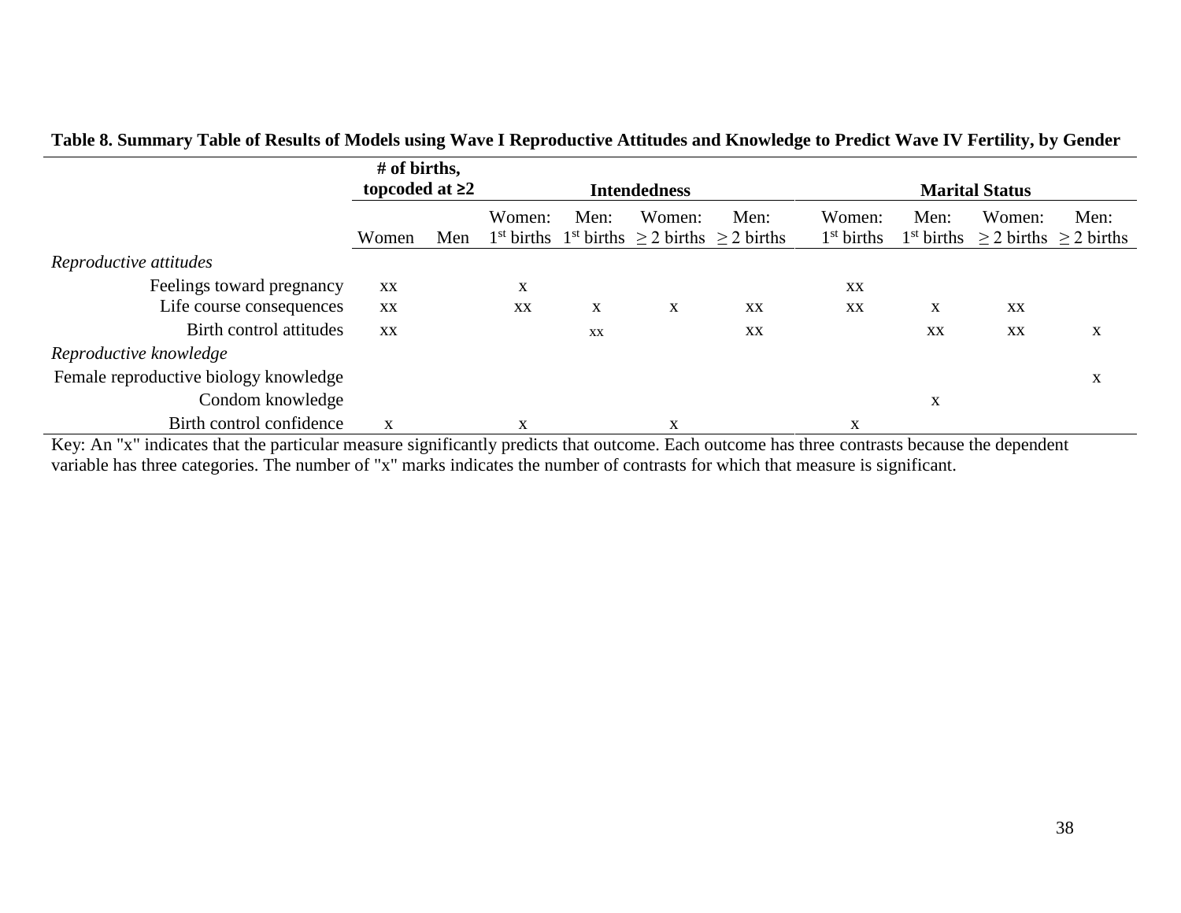**Table 8. Summary Table of Results of Models using Wave I Reproductive Attitudes and Knowledge to Predict Wave IV Fertility, by Gender**

| | # of births, topcoded at ≥2 | | Intendedness | | | | Marital Status | | | |
|---|---|---|---|---|---|---|---|---|---|---|
| | Women | Men | Women: 1st births | Men: 1st births | Women: ≥ 2 births | Men: ≥ 2 births | Women: 1st births | Men: 1st births | Women: ≥ 2 births | Men: ≥ 2 births |
| *Reproductive attitudes* | | | | | | | | | | |
| Feelings toward pregnancy | xx | | x | | | | xx | | | |
| Life course consequences | xx | | xx | x | x | xx | xx | x | xx | |
| Birth control attitudes | xx | | | xx | | xx | | xx | xx | x |
| *Reproductive knowledge* | | | | | | | | | | |
| Female reproductive biology knowledge | | | | | | | | | | x |
| Condom knowledge | | | | | | | | x | | |
| Birth control confidence | x | | x | | x | | x | | | |

Key: An "x" indicates that the particular measure significantly predicts that outcome. Each outcome has three contrasts because the dependent variable has three categories. The number of "x" marks indicates the number of contrasts for which that measure is significant.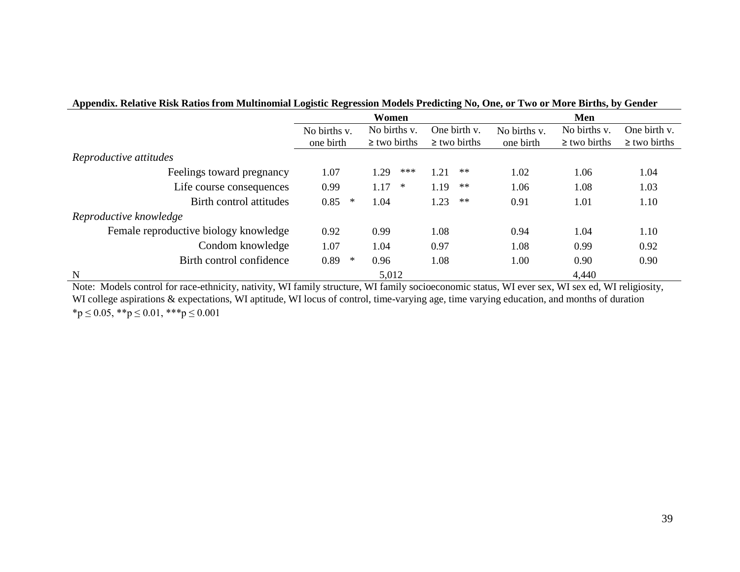**Appendix. Relative Risk Ratios from Multinomial Logistic Regression Models Predicting No, One, or Two or More Births, by Gender**

| | Women | | | Men | | |
|---|---|---|---|---|---|---|
| | No births v. one birth | No births v. ≥ two births | One birth v. ≥ two births | No births v. one birth | No births v. ≥ two births | One birth v. ≥ two births |
| *Reproductive attitudes* | | | | | | |
| Feelings toward pregnancy | 1.07 | 1.29 *** | 1.21 ** | 1.02 | 1.06 | 1.04 |
| Life course consequences | 0.99 | 1.17 * | 1.19 ** | 1.06 | 1.08 | 1.03 |
| Birth control attitudes | 0.85 * | 1.04 | 1.23 ** | 0.91 | 1.01 | 1.10 |
| *Reproductive knowledge* | | | | | | |
| Female reproductive biology knowledge | 0.92 | 0.99 | 1.08 | 0.94 | 1.04 | 1.10 |
| Condom knowledge | 1.07 | 1.04 | 0.97 | 1.08 | 0.99 | 0.92 |
| Birth control confidence | 0.89 * | 0.96 | 1.08 | 1.00 | 0.90 | 0.90 |
| N | | 5,012 | | | 4,440 | |

Note: Models control for race-ethnicity, nativity, WI family structure, WI family socioeconomic status, WI ever sex, WI sex ed, WI religiosity, WI college aspirations & expectations, WI aptitude, WI locus of control, time-varying age, time varying education, and months of duration

*$p \leq 0.05$, **$p \leq 0.01$, ***$p \leq 0.001$